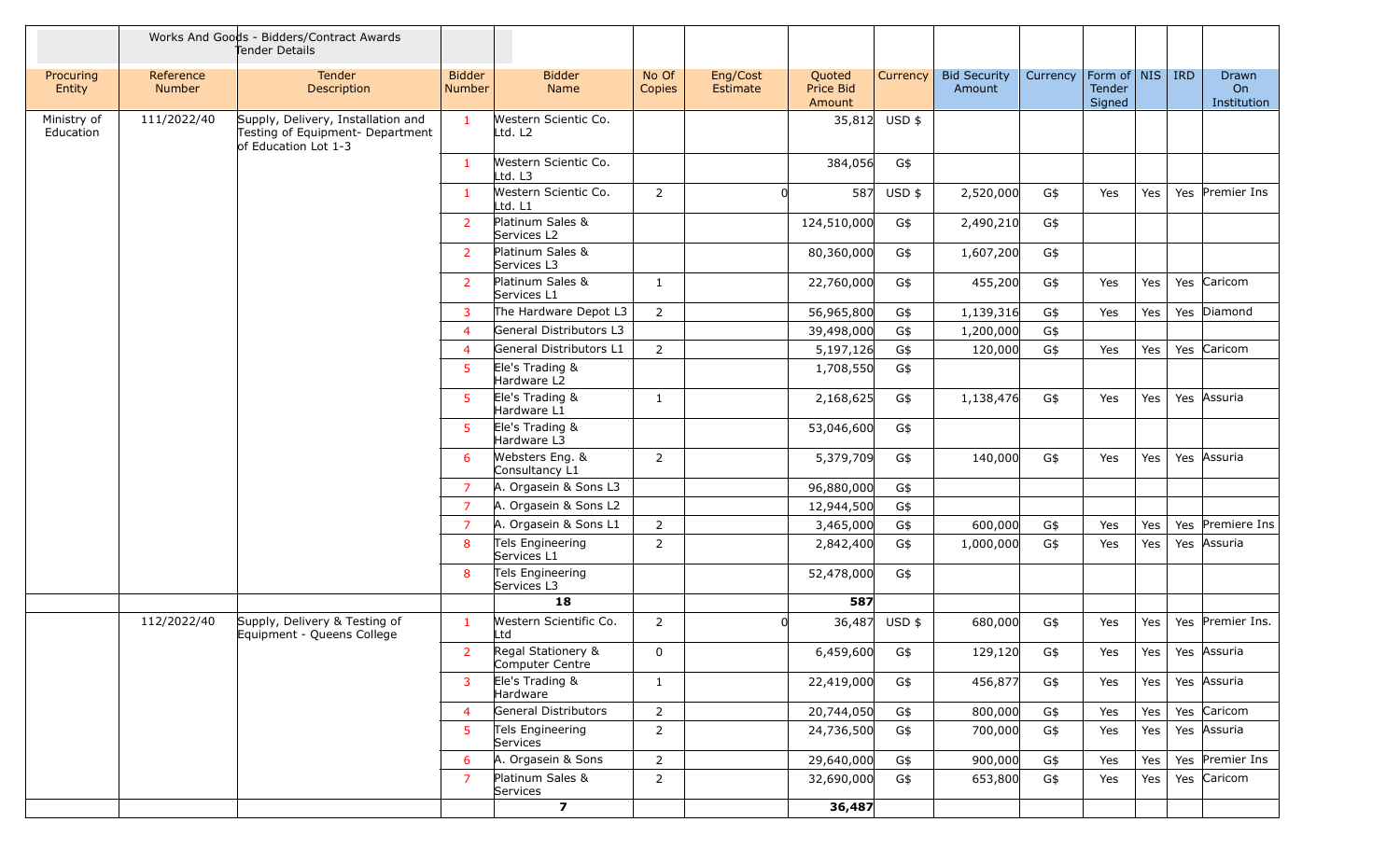| | | Works And Goods - Bidders/Contract Awards Tender Details | | | | | | | | | | | | | |
|---|---|---|---|---|---|---|---|---|---|---|---|---|---|---|---|
| Procuring Entity | Reference Number | Tender Description | Bidder Number | Bidder Name | No Of Copies | Eng/Cost Estimate | Quoted Price Bid Amount | Currency | Bid Security Amount | Currency | Form of Tender Signed | NIS | IRD | Drawn On Institution |
| Ministry of Education | 111/2022/40 | Supply, Delivery, Installation and Testing of Equipment- Department of Education Lot 1-3 | 1 | Western Scientic Co. Ltd. L2 | | | 35,812 | USD $ | | | | | | |
| | | | 1 | Western Scientic Co. Ltd. L3 | | | 384,056 | G$ | | | | | | |
| | | | 1 | Western Scientic Co. Ltd. L1 | 2 | 0 | 587 | USD $ | 2,520,000 | G$ | Yes | Yes | Yes | Premier Ins |
| | | | 2 | Platinum Sales & Services L2 | | | 124,510,000 | G$ | 2,490,210 | G$ | | | | |
| | | | 2 | Platinum Sales & Services L3 | | | 80,360,000 | G$ | 1,607,200 | G$ | | | | |
| | | | 2 | Platinum Sales & Services L1 | 1 | | 22,760,000 | G$ | 455,200 | G$ | Yes | Yes | Yes | Caricom |
| | | | 3 | The Hardware Depot L3 | 2 | | 56,965,800 | G$ | 1,139,316 | G$ | Yes | Yes | Yes | Diamond |
| | | | 4 | General Distributors L3 | | | 39,498,000 | G$ | 1,200,000 | G$ | | | | |
| | | | 4 | General Distributors L1 | 2 | | 5,197,126 | G$ | 120,000 | G$ | Yes | Yes | Yes | Caricom |
| | | | 5 | Ele's Trading & Hardware L2 | | | 1,708,550 | G$ | | | | | | |
| | | | 5 | Ele's Trading & Hardware L1 | 1 | | 2,168,625 | G$ | 1,138,476 | G$ | Yes | Yes | Yes | Assuria |
| | | | 5 | Ele's Trading & Hardware L3 | | | 53,046,600 | G$ | | | | | | |
| | | | 6 | Websters Eng. & Consultancy L1 | 2 | | 5,379,709 | G$ | 140,000 | G$ | Yes | Yes | Yes | Assuria |
| | | | 7 | A. Orgasein & Sons L3 | | | 96,880,000 | G$ | | | | | | |
| | | | 7 | A. Orgasein & Sons L2 | | | 12,944,500 | G$ | | | | | | |
| | | | 7 | A. Orgasein & Sons L1 | 2 | | 3,465,000 | G$ | 600,000 | G$ | Yes | Yes | Yes | Premiere Ins |
| | | | 8 | Tels Engineering Services L1 | 2 | | 2,842,400 | G$ | 1,000,000 | G$ | Yes | Yes | Yes | Assuria |
| | | | 8 | Tels Engineering Services L3 | | | 52,478,000 | G$ | | | | | | |
| | | | | **18** | | | **587** | | | | | | | |
| | 112/2022/40 | Supply, Delivery & Testing of Equipment - Queens College | 1 | Western Scientific Co. Ltd | 2 | 0 | 36,487 | USD $ | 680,000 | G$ | Yes | Yes | Yes | Premier Ins. |
| | | | 2 | Regal Stationery & Computer Centre | 0 | | 6,459,600 | G$ | 129,120 | G$ | Yes | Yes | Yes | Assuria |
| | | | 3 | Ele's Trading & Hardware | 1 | | 22,419,000 | G$ | 456,877 | G$ | Yes | Yes | Yes | Assuria |
| | | | 4 | General Distributors | 2 | | 20,744,050 | G$ | 800,000 | G$ | Yes | Yes | Yes | Caricom |
| | | | 5 | Tels Engineering Services | 2 | | 24,736,500 | G$ | 700,000 | G$ | Yes | Yes | Yes | Assuria |
| | | | 6 | A. Orgasein & Sons | 2 | | 29,640,000 | G$ | 900,000 | G$ | Yes | Yes | Yes | Premier Ins |
| | | | 7 | Platinum Sales & Services | 2 | | 32,690,000 | G$ | 653,800 | G$ | Yes | Yes | Yes | Caricom |
| | | | | **7** | | | **36,487** | | | | | | | |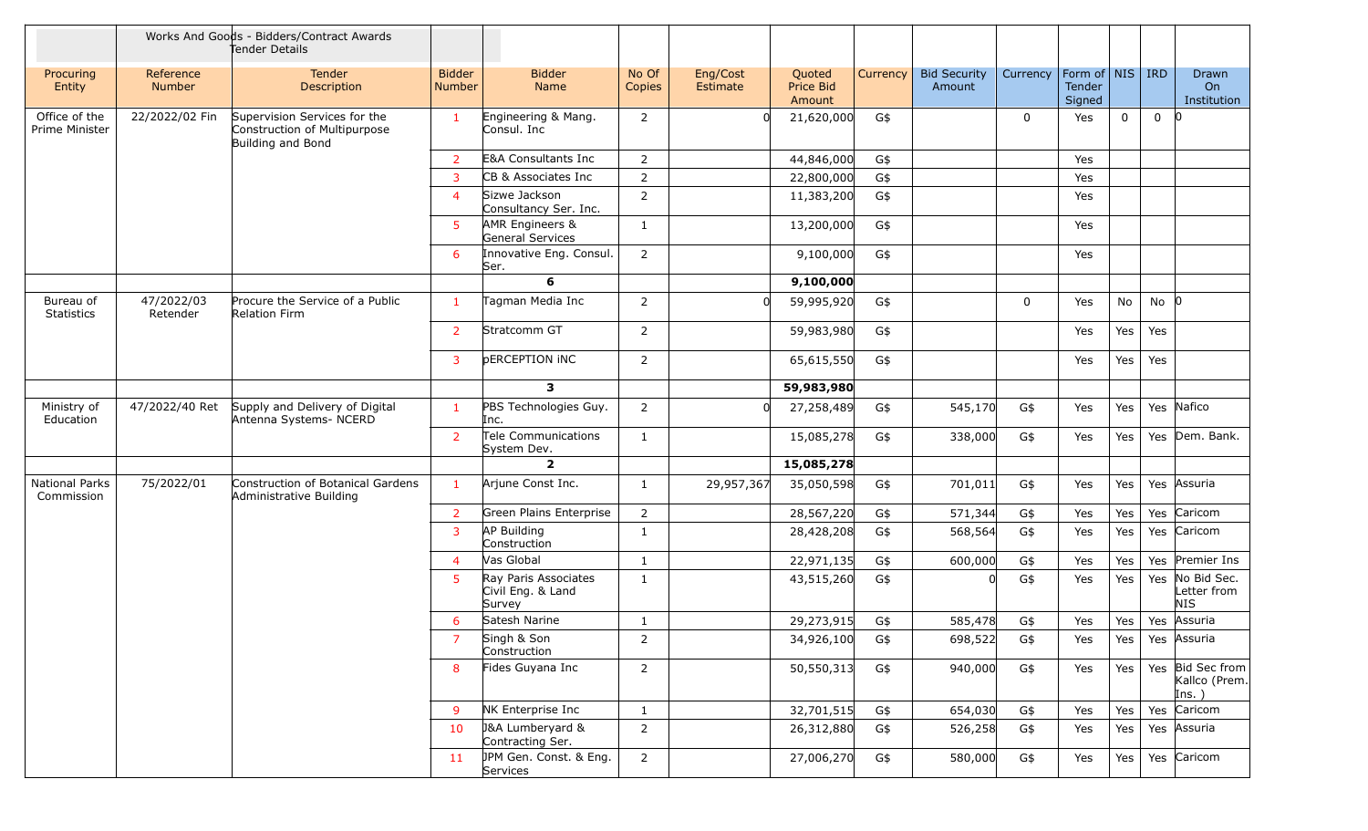| | | Works And Goods - Bidders/Contract Awards Tender Details | | | | | | | | | | | | |
|---|---|---|---|---|---|---|---|---|---|---|---|---|---|---|
| Procuring Entity | Reference Number | Tender Description | Bidder Number | Bidder Name | No Of Copies | Eng/Cost Estimate | Quoted Price Bid Amount | Currency | Bid Security Amount | Currency | Form of Tender Signed | NIS | IRD | Drawn On Institution |
| Office of the Prime Minister | 22/2022/02 Fin | Supervision Services for the Construction of Multipurpose Building and Bond | 1 | Engineering & Mang. Consul. Inc | 2 | 0 | 21,620,000 | G$ | | 0 | Yes | 0 | 0 | 0 |
| | | | 2 | E&A Consultants Inc | 2 | | 44,846,000 | G$ | | | Yes | | | |
| | | | 3 | CB & Associates Inc | 2 | | 22,800,000 | G$ | | | Yes | | | |
| | | | 4 | Sizwe Jackson Consultancy Ser. Inc. | 2 | | 11,383,200 | G$ | | | Yes | | | |
| | | | 5 | AMR Engineers & General Services | 1 | | 13,200,000 | G$ | | | Yes | | | |
| | | | 6 | Innovative Eng. Consul. Ser. | 2 | | 9,100,000 | G$ | | | Yes | | | |
| | | | | **6** | | | **9,100,000** | | | | | | | |
| Bureau of Statistics | 47/2022/03 Retender | Procure the Service of a Public Relation Firm | 1 | Tagman Media Inc | 2 | 0 | 59,995,920 | G$ | | 0 | Yes | No | No | 0 |
| | | | 2 | Stratcomm GT | 2 | | 59,983,980 | G$ | | | Yes | Yes | Yes | |
| | | | 3 | pERCEPTION iNC | 2 | | 65,615,550 | G$ | | | Yes | Yes | Yes | |
| | | | | **3** | | | **59,983,980** | | | | | | | |
| Ministry of Education | 47/2022/40 Ret | Supply and Delivery of Digital Antenna Systems- NCERD | 1 | PBS Technologies Guy. Inc. | 2 | 0 | 27,258,489 | G$ | 545,170 | G$ | Yes | Yes | Yes | Nafico |
| | | | 2 | Tele Communications System Dev. | 1 | | 15,085,278 | G$ | 338,000 | G$ | Yes | Yes | Yes | Dem. Bank. |
| | | | | **2** | | | **15,085,278** | | | | | | | |
| National Parks Commission | 75/2022/01 | Construction of Botanical Gardens Administrative Building | 1 | Arjune Const Inc. | 1 | 29,957,367 | 35,050,598 | G$ | 701,011 | G$ | Yes | Yes | Yes | Assuria |
| | | | 2 | Green Plains Enterprise | 2 | | 28,567,220 | G$ | 571,344 | G$ | Yes | Yes | Yes | Caricom |
| | | | 3 | AP Building Construction | 1 | | 28,428,208 | G$ | 568,564 | G$ | Yes | Yes | Yes | Caricom |
| | | | 4 | Vas Global | 1 | | 22,971,135 | G$ | 600,000 | G$ | Yes | Yes | Yes | Premier Ins |
| | | | 5 | Ray Paris Associates Civil Eng. & Land Survey | 1 | | 43,515,260 | G$ | 0 | G$ | Yes | Yes | Yes | No Bid Sec. Letter from NIS |
| | | | 6 | Satesh Narine | 1 | | 29,273,915 | G$ | 585,478 | G$ | Yes | Yes | Yes | Assuria |
| | | | 7 | Singh & Son Construction | 2 | | 34,926,100 | G$ | 698,522 | G$ | Yes | Yes | Yes | Assuria |
| | | | 8 | Fides Guyana Inc | 2 | | 50,550,313 | G$ | 940,000 | G$ | Yes | Yes | Yes | Bid Sec from Kallco (Prem. Ins. ) |
| | | | 9 | NK Enterprise Inc | 1 | | 32,701,515 | G$ | 654,030 | G$ | Yes | Yes | Yes | Caricom |
| | | | 10 | J&A Lumberyard & Contracting Ser. | 2 | | 26,312,880 | G$ | 526,258 | G$ | Yes | Yes | Yes | Assuria |
| | | | 11 | JPM Gen. Const. & Eng. Services | 2 | | 27,006,270 | G$ | 580,000 | G$ | Yes | Yes | Yes | Caricom |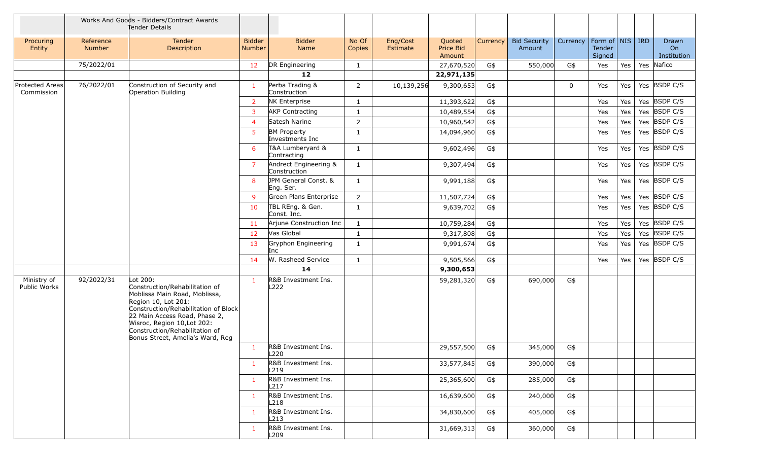| | Works And Goods - Bidders/Contract Awards Tender Details | | | | | | | | | | | | | |
|---|---|---|---|---|---|---|---|---|---|---|---|---|---|---|
| Procuring Entity | Reference Number | Tender Description | Bidder Number | Bidder Name | No Of Copies | Eng/Cost Estimate | Quoted Price Bid Amount | Currency | Bid Security Amount | Currency | Form of Tender Signed | NIS | IRD | Drawn On Institution |
| | 75/2022/01 | | 12 | DR Engineering | 1 | | 27,670,520 | G$ | 550,000 | G$ | Yes | Yes | Yes | Nafico |
| | | | | 12 | | | 22,971,135 | | | | | | | |
| Protected Areas Commission | 76/2022/01 | Construction of Security and Operation Building | 1 | Perba Trading & Construction | 2 | 10,139,256 | 9,300,653 | G$ | | 0 | Yes | Yes | Yes | BSDP C/S |
| | | | 2 | NK Enterprise | 1 | | 11,393,622 | G$ | | | Yes | Yes | Yes | BSDP C/S |
| | | | 3 | AKP Contracting | 1 | | 10,489,554 | G$ | | | Yes | Yes | Yes | BSDP C/S |
| | | | 4 | Satesh Narine | 2 | | 10,960,542 | G$ | | | Yes | Yes | Yes | BSDP C/S |
| | | | 5 | BM Property Investments Inc | 1 | | 14,094,960 | G$ | | | Yes | Yes | Yes | BSDP C/S |
| | | | 6 | T&A Lumberyard & Contracting | 1 | | 9,602,496 | G$ | | | Yes | Yes | Yes | BSDP C/S |
| | | | 7 | Andrect Engineering & Construction | 1 | | 9,307,494 | G$ | | | Yes | Yes | Yes | BSDP C/S |
| | | | 8 | JPM General Const. & Eng. Ser. | 1 | | 9,991,188 | G$ | | | Yes | Yes | Yes | BSDP C/S |
| | | | 9 | Green Plans Enterprise | 2 | | 11,507,724 | G$ | | | Yes | Yes | Yes | BSDP C/S |
| | | | 10 | TBL REng. & Gen. Const. Inc. | 1 | | 9,639,702 | G$ | | | Yes | Yes | Yes | BSDP C/S |
| | | | 11 | Arjune Construction Inc | 1 | | 10,759,284 | G$ | | | Yes | Yes | Yes | BSDP C/S |
| | | | 12 | Vas Global | 1 | | 9,317,808 | G$ | | | Yes | Yes | Yes | BSDP C/S |
| | | | 13 | Gryphon Engineering Inc | 1 | | 9,991,674 | G$ | | | Yes | Yes | Yes | BSDP C/S |
| | | | 14 | W. Rasheed Service | 1 | | 9,505,566 | G$ | | | Yes | Yes | Yes | BSDP C/S |
| | | | | 14 | | | 9,300,653 | | | | | | | |
| Ministry of Public Works | 92/2022/31 | Lot 200: Construction/Rehabilitation of Moblissa Main Road, Moblissa, Region 10, Lot 201: Construction/Rehabilitation of Block 22 Main Access Road, Phase 2, Wisroc, Region 10,Lot 202: Construction/Rehabilitation of Bonus Street, Amelia's Ward, Reg | 1 | R&B Investment Ins. L222 | | | 59,281,320 | G$ | 690,000 | G$ | | | | |
| | | | 1 | R&B Investment Ins. L220 | | | 29,557,500 | G$ | 345,000 | G$ | | | | |
| | | | 1 | R&B Investment Ins. L219 | | | 33,577,845 | G$ | 390,000 | G$ | | | | |
| | | | 1 | R&B Investment Ins. L217 | | | 25,365,600 | G$ | 285,000 | G$ | | | | |
| | | | 1 | R&B Investment Ins. L218 | | | 16,639,600 | G$ | 240,000 | G$ | | | | |
| | | | 1 | R&B Investment Ins. L213 | | | 34,830,600 | G$ | 405,000 | G$ | | | | |
| | | | 1 | R&B Investment Ins. L209 | | | 31,669,313 | G$ | 360,000 | G$ | | | | |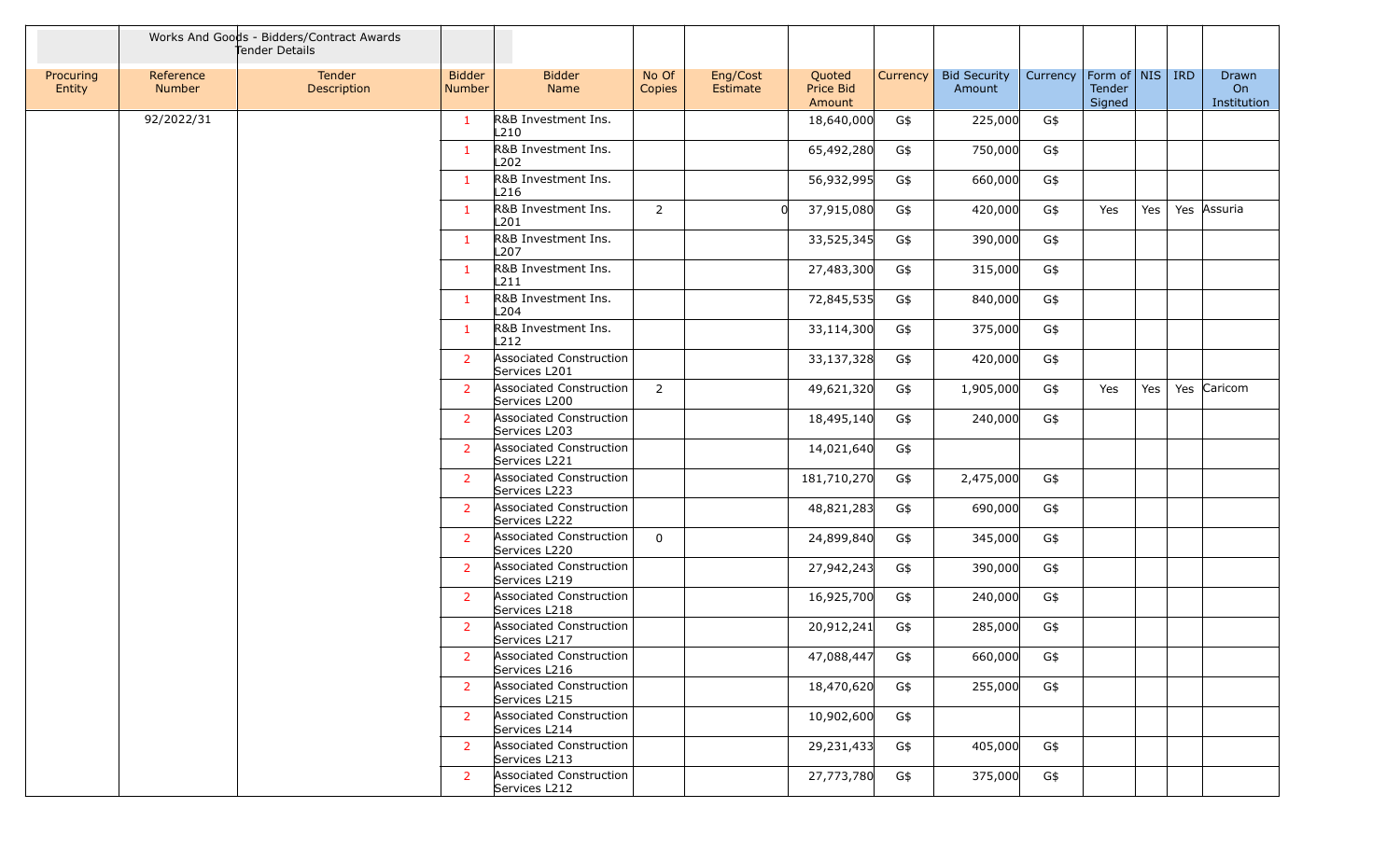| | Works And Goods - Bidders/Contract Awards Tender Details | | | | | | | | | | | | | | |
|---|---|---|---|---|---|---|---|---|---|---|---|---|---|---|---|
| Procuring Entity | Reference Number | Tender Description | Bidder Number | Bidder Name | No Of Copies | Eng/Cost Estimate | Quoted Price Bid Amount | Currency | Bid Security Amount | Currency | Form of Tender Signed | NIS | IRD | Drawn On Institution |
| | 92/2022/31 | | 1 | R&B Investment Ins. L210 | | | 18,640,000 | G$ | 225,000 | G$ | | | | |
| | | | 1 | R&B Investment Ins. L202 | | | 65,492,280 | G$ | 750,000 | G$ | | | | |
| | | | 1 | R&B Investment Ins. L216 | | | 56,932,995 | G$ | 660,000 | G$ | | | | |
| | | | 1 | R&B Investment Ins. L201 | 2 | 0 | 37,915,080 | G$ | 420,000 | G$ | Yes | Yes | Yes | Assuria |
| | | | 1 | R&B Investment Ins. L207 | | | 33,525,345 | G$ | 390,000 | G$ | | | | |
| | | | 1 | R&B Investment Ins. L211 | | | 27,483,300 | G$ | 315,000 | G$ | | | | |
| | | | 1 | R&B Investment Ins. L204 | | | 72,845,535 | G$ | 840,000 | G$ | | | | |
| | | | 1 | R&B Investment Ins. L212 | | | 33,114,300 | G$ | 375,000 | G$ | | | | |
| | | | 2 | Associated Construction Services L201 | | | 33,137,328 | G$ | 420,000 | G$ | | | | |
| | | | 2 | Associated Construction Services L200 | 2 | | 49,621,320 | G$ | 1,905,000 | G$ | Yes | Yes | Yes | Caricom |
| | | | 2 | Associated Construction Services L203 | | | 18,495,140 | G$ | 240,000 | G$ | | | | |
| | | | 2 | Associated Construction Services L221 | | | 14,021,640 | G$ | | | | | | |
| | | | 2 | Associated Construction Services L223 | | | 181,710,270 | G$ | 2,475,000 | G$ | | | | |
| | | | 2 | Associated Construction Services L222 | | | 48,821,283 | G$ | 690,000 | G$ | | | | |
| | | | 2 | Associated Construction Services L220 | 0 | | 24,899,840 | G$ | 345,000 | G$ | | | | |
| | | | 2 | Associated Construction Services L219 | | | 27,942,243 | G$ | 390,000 | G$ | | | | |
| | | | 2 | Associated Construction Services L218 | | | 16,925,700 | G$ | 240,000 | G$ | | | | |
| | | | 2 | Associated Construction Services L217 | | | 20,912,241 | G$ | 285,000 | G$ | | | | |
| | | | 2 | Associated Construction Services L216 | | | 47,088,447 | G$ | 660,000 | G$ | | | | |
| | | | 2 | Associated Construction Services L215 | | | 18,470,620 | G$ | 255,000 | G$ | | | | |
| | | | 2 | Associated Construction Services L214 | | | 10,902,600 | G$ | | | | | | |
| | | | 2 | Associated Construction Services L213 | | | 29,231,433 | G$ | 405,000 | G$ | | | | |
| | | | 2 | Associated Construction Services L212 | | | 27,773,780 | G$ | 375,000 | G$ | | | | |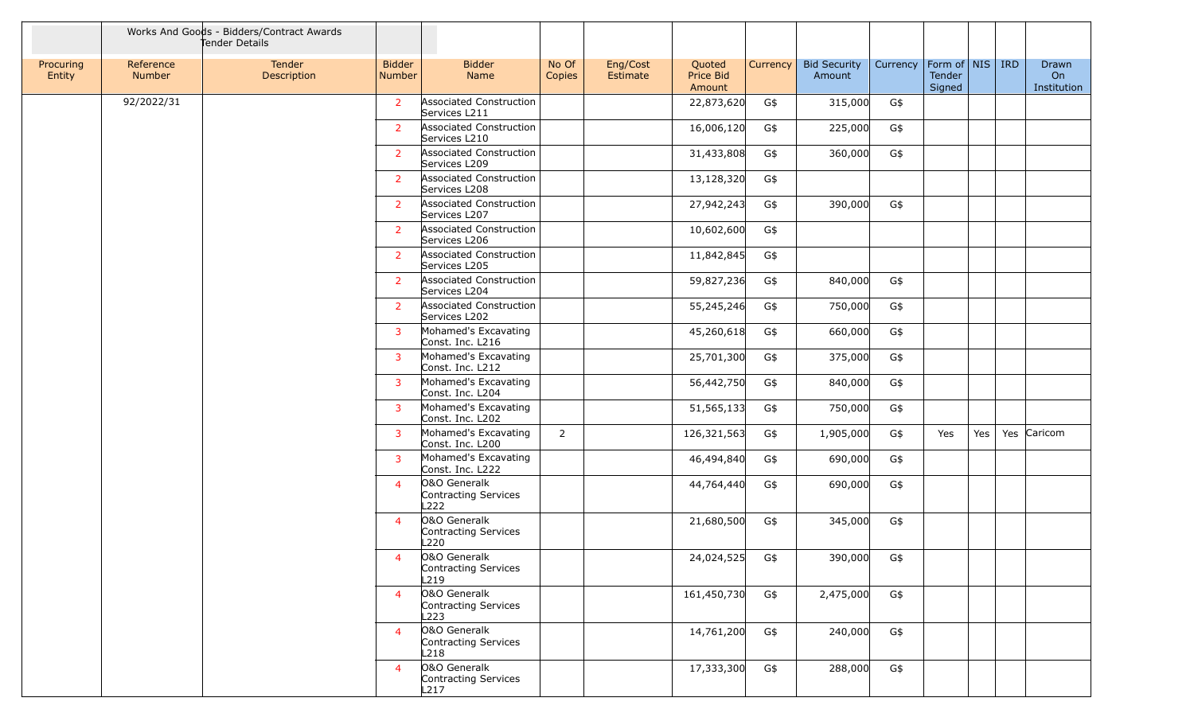| | Works And Goods - Bidders/Contract Awards Tender Details | | | | | | | | | | | | | |
|---|---|---|---|---|---|---|---|---|---|---|---|---|---|---|
| Procuring Entity | Reference Number | Tender Description | Bidder Number | Bidder Name | No Of Copies | Eng/Cost Estimate | Quoted Price Bid Amount | Currency | Bid Security Amount | Currency | Form of Tender Signed | NIS | IRD | Drawn On Institution |
| | 92/2022/31 | | 2 | Associated Construction Services L211 | | | 22,873,620 | G$ | 315,000 | G$ | | | | |
| | | | 2 | Associated Construction Services L210 | | | 16,006,120 | G$ | 225,000 | G$ | | | | |
| | | | 2 | Associated Construction Services L209 | | | 31,433,808 | G$ | 360,000 | G$ | | | | |
| | | | 2 | Associated Construction Services L208 | | | 13,128,320 | G$ | | | | | | |
| | | | 2 | Associated Construction Services L207 | | | 27,942,243 | G$ | 390,000 | G$ | | | | |
| | | | 2 | Associated Construction Services L206 | | | 10,602,600 | G$ | | | | | | |
| | | | 2 | Associated Construction Services L205 | | | 11,842,845 | G$ | | | | | | |
| | | | 2 | Associated Construction Services L204 | | | 59,827,236 | G$ | 840,000 | G$ | | | | |
| | | | 2 | Associated Construction Services L202 | | | 55,245,246 | G$ | 750,000 | G$ | | | | |
| | | | 3 | Mohamed's Excavating Const. Inc. L216 | | | 45,260,618 | G$ | 660,000 | G$ | | | | |
| | | | 3 | Mohamed's Excavating Const. Inc. L212 | | | 25,701,300 | G$ | 375,000 | G$ | | | | |
| | | | 3 | Mohamed's Excavating Const. Inc. L204 | | | 56,442,750 | G$ | 840,000 | G$ | | | | |
| | | | 3 | Mohamed's Excavating Const. Inc. L202 | | | 51,565,133 | G$ | 750,000 | G$ | | | | |
| | | | 3 | Mohamed's Excavating Const. Inc. L200 | 2 | | 126,321,563 | G$ | 1,905,000 | G$ | Yes | Yes | Yes | Caricom |
| | | | 3 | Mohamed's Excavating Const. Inc. L222 | | | 46,494,840 | G$ | 690,000 | G$ | | | | |
| | | | 4 | O&O Generalk Contracting Services L222 | | | 44,764,440 | G$ | 690,000 | G$ | | | | |
| | | | 4 | O&O Generalk Contracting Services L220 | | | 21,680,500 | G$ | 345,000 | G$ | | | | |
| | | | 4 | O&O Generalk Contracting Services L219 | | | 24,024,525 | G$ | 390,000 | G$ | | | | |
| | | | 4 | O&O Generalk Contracting Services L223 | | | 161,450,730 | G$ | 2,475,000 | G$ | | | | |
| | | | 4 | O&O Generalk Contracting Services L218 | | | 14,761,200 | G$ | 240,000 | G$ | | | | |
| | | | 4 | O&O Generalk Contracting Services L217 | | | 17,333,300 | G$ | 288,000 | G$ | | | | |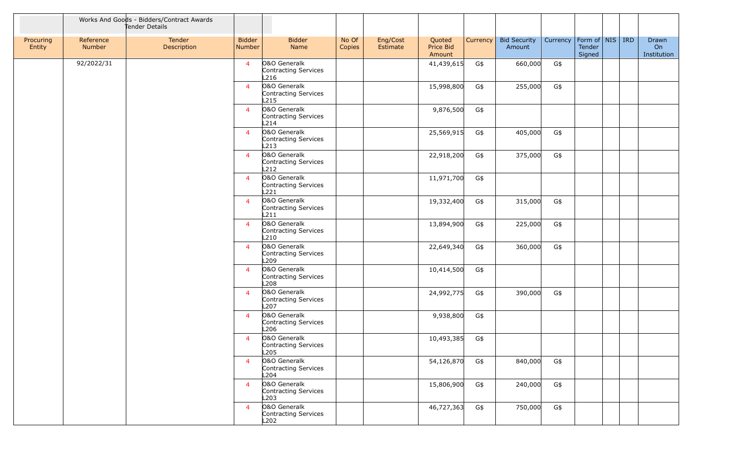| | Works And Goods - Bidders/Contract Awards Tender Details | | | | | | | | | | | | | |
|---|---|---|---|---|---|---|---|---|---|---|---|---|---|---|
| Procuring Entity | Reference Number | Tender Description | Bidder Number | Bidder Name | No Of Copies | Eng/Cost Estimate | Quoted Price Bid Amount | Currency | Bid Security Amount | Currency | Form of Tender Signed | NIS | IRD | Drawn On Institution |
| | 92/2022/31 | | 4 | O&O Generalk Contracting Services L216 | | | 41,439,615 | G$ | 660,000 | G$ | | | | |
| | | | 4 | O&O Generalk Contracting Services L215 | | | 15,998,800 | G$ | 255,000 | G$ | | | | |
| | | | 4 | O&O Generalk Contracting Services L214 | | | 9,876,500 | G$ | | | | | | |
| | | | 4 | O&O Generalk Contracting Services L213 | | | 25,569,915 | G$ | 405,000 | G$ | | | | |
| | | | 4 | O&O Generalk Contracting Services L212 | | | 22,918,200 | G$ | 375,000 | G$ | | | | |
| | | | 4 | O&O Generalk Contracting Services L221 | | | 11,971,700 | G$ | | | | | | |
| | | | 4 | O&O Generalk Contracting Services L211 | | | 19,332,400 | G$ | 315,000 | G$ | | | | |
| | | | 4 | O&O Generalk Contracting Services L210 | | | 13,894,900 | G$ | 225,000 | G$ | | | | |
| | | | 4 | O&O Generalk Contracting Services L209 | | | 22,649,340 | G$ | 360,000 | G$ | | | | |
| | | | 4 | O&O Generalk Contracting Services L208 | | | 10,414,500 | G$ | | | | | | |
| | | | 4 | O&O Generalk Contracting Services L207 | | | 24,992,775 | G$ | 390,000 | G$ | | | | |
| | | | 4 | O&O Generalk Contracting Services L206 | | | 9,938,800 | G$ | | | | | | |
| | | | 4 | O&O Generalk Contracting Services L205 | | | 10,493,385 | G$ | | | | | | |
| | | | 4 | O&O Generalk Contracting Services L204 | | | 54,126,870 | G$ | 840,000 | G$ | | | | |
| | | | 4 | O&O Generalk Contracting Services L203 | | | 15,806,900 | G$ | 240,000 | G$ | | | | |
| | | | 4 | O&O Generalk Contracting Services L202 | | | 46,727,363 | G$ | 750,000 | G$ | | | | |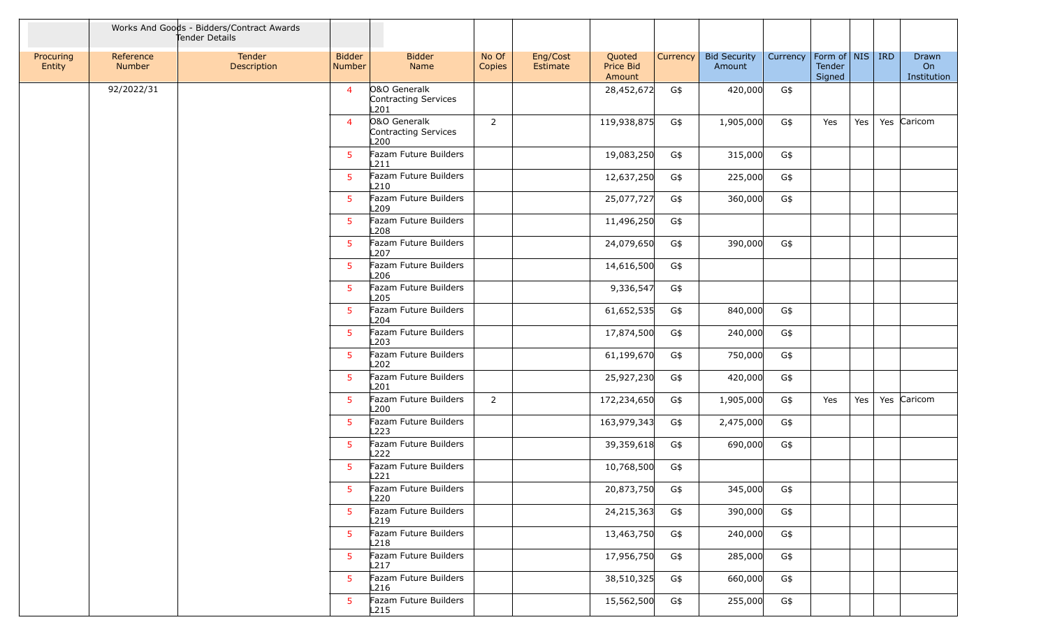| | Works And Goods - Bidders/Contract Awards Tender Details | | | | | | | | | | | | | |
|---|---|---|---|---|---|---|---|---|---|---|---|---|---|---|
| Procuring Entity | Reference Number | Tender Description | Bidder Number | Bidder Name | No Of Copies | Eng/Cost Estimate | Quoted Price Bid Amount | Currency | Bid Security Amount | Currency | Form of Tender Signed | NIS | IRD | Drawn On Institution |
| | 92/2022/31 | | 4 | O&O Generalk Contracting Services L201 | | | 28,452,672 | G$ | 420,000 | G$ | | | | |
| | | | 4 | O&O Generalk Contracting Services L200 | 2 | | 119,938,875 | G$ | 1,905,000 | G$ | Yes | Yes | Yes | Caricom |
| | | | 5 | Fazam Future Builders L211 | | | 19,083,250 | G$ | 315,000 | G$ | | | | |
| | | | 5 | Fazam Future Builders L210 | | | 12,637,250 | G$ | 225,000 | G$ | | | | |
| | | | 5 | Fazam Future Builders L209 | | | 25,077,727 | G$ | 360,000 | G$ | | | | |
| | | | 5 | Fazam Future Builders L208 | | | 11,496,250 | G$ | | | | | | |
| | | | 5 | Fazam Future Builders L207 | | | 24,079,650 | G$ | 390,000 | G$ | | | | |
| | | | 5 | Fazam Future Builders L206 | | | 14,616,500 | G$ | | | | | | |
| | | | 5 | Fazam Future Builders L205 | | | 9,336,547 | G$ | | | | | | |
| | | | 5 | Fazam Future Builders L204 | | | 61,652,535 | G$ | 840,000 | G$ | | | | |
| | | | 5 | Fazam Future Builders L203 | | | 17,874,500 | G$ | 240,000 | G$ | | | | |
| | | | 5 | Fazam Future Builders L202 | | | 61,199,670 | G$ | 750,000 | G$ | | | | |
| | | | 5 | Fazam Future Builders L201 | | | 25,927,230 | G$ | 420,000 | G$ | | | | |
| | | | 5 | Fazam Future Builders L200 | 2 | | 172,234,650 | G$ | 1,905,000 | G$ | Yes | Yes | Yes | Caricom |
| | | | 5 | Fazam Future Builders L223 | | | 163,979,343 | G$ | 2,475,000 | G$ | | | | |
| | | | 5 | Fazam Future Builders L222 | | | 39,359,618 | G$ | 690,000 | G$ | | | | |
| | | | 5 | Fazam Future Builders L221 | | | 10,768,500 | G$ | | | | | | |
| | | | 5 | Fazam Future Builders L220 | | | 20,873,750 | G$ | 345,000 | G$ | | | | |
| | | | 5 | Fazam Future Builders L219 | | | 24,215,363 | G$ | 390,000 | G$ | | | | |
| | | | 5 | Fazam Future Builders L218 | | | 13,463,750 | G$ | 240,000 | G$ | | | | |
| | | | 5 | Fazam Future Builders L217 | | | 17,956,750 | G$ | 285,000 | G$ | | | | |
| | | | 5 | Fazam Future Builders L216 | | | 38,510,325 | G$ | 660,000 | G$ | | | | |
| | | | 5 | Fazam Future Builders L215 | | | 15,562,500 | G$ | 255,000 | G$ | | | | |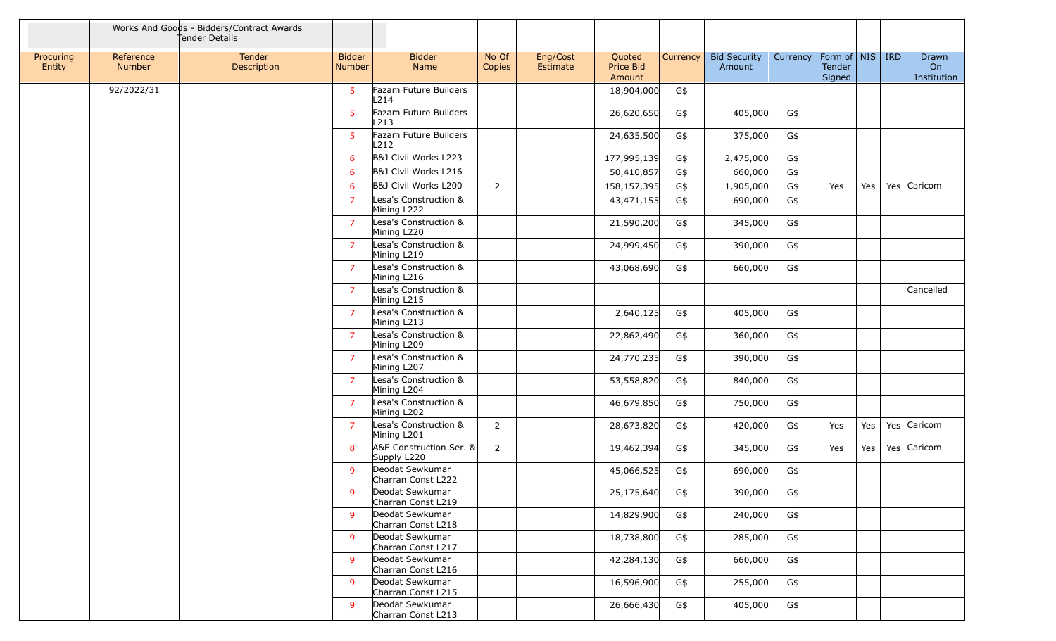| | Works And Goods - Bidders/Contract Awards Tender Details | | | | | | | | | | | | | | |
|---|---|---|---|---|---|---|---|---|---|---|---|---|---|---|---|
| Procuring Entity | Reference Number | Tender Description | Bidder Number | Bidder Name | No Of Copies | Eng/Cost Estimate | Quoted Price Bid Amount | Currency | Bid Security Amount | Currency | Form of Tender Signed | NIS | IRD | Drawn On Institution |
| | 92/2022/31 | | 5 | Fazam Future Builders L214 | | | 18,904,000 | G$ | | | | | | |
| | | | 5 | Fazam Future Builders L213 | | | 26,620,650 | G$ | 405,000 | G$ | | | | |
| | | | 5 | Fazam Future Builders L212 | | | 24,635,500 | G$ | 375,000 | G$ | | | | |
| | | | 6 | B&J Civil Works L223 | | | 177,995,139 | G$ | 2,475,000 | G$ | | | | |
| | | | 6 | B&J Civil Works L216 | | | 50,410,857 | G$ | 660,000 | G$ | | | | |
| | | | 6 | B&J Civil Works L200 | 2 | | 158,157,395 | G$ | 1,905,000 | G$ | Yes | Yes | Yes | Caricom |
| | | | 7 | Lesa's Construction & Mining L222 | | | 43,471,155 | G$ | 690,000 | G$ | | | | |
| | | | 7 | Lesa's Construction & Mining L220 | | | 21,590,200 | G$ | 345,000 | G$ | | | | |
| | | | 7 | Lesa's Construction & Mining L219 | | | 24,999,450 | G$ | 390,000 | G$ | | | | |
| | | | 7 | Lesa's Construction & Mining L216 | | | 43,068,690 | G$ | 660,000 | G$ | | | | |
| | | | 7 | Lesa's Construction & Mining L215 | | | | | | | | | | Cancelled |
| | | | 7 | Lesa's Construction & Mining L213 | | | 2,640,125 | G$ | 405,000 | G$ | | | | |
| | | | 7 | Lesa's Construction & Mining L209 | | | 22,862,490 | G$ | 360,000 | G$ | | | | |
| | | | 7 | Lesa's Construction & Mining L207 | | | 24,770,235 | G$ | 390,000 | G$ | | | | |
| | | | 7 | Lesa's Construction & Mining L204 | | | 53,558,820 | G$ | 840,000 | G$ | | | | |
| | | | 7 | Lesa's Construction & Mining L202 | | | 46,679,850 | G$ | 750,000 | G$ | | | | |
| | | | 7 | Lesa's Construction & Mining L201 | 2 | | 28,673,820 | G$ | 420,000 | G$ | Yes | Yes | Yes | Caricom |
| | | | 8 | A&E Construction Ser. & Supply L220 | 2 | | 19,462,394 | G$ | 345,000 | G$ | Yes | Yes | Yes | Caricom |
| | | | 9 | Deodat Sewkumar Charran Const L222 | | | 45,066,525 | G$ | 690,000 | G$ | | | | |
| | | | 9 | Deodat Sewkumar Charran Const L219 | | | 25,175,640 | G$ | 390,000 | G$ | | | | |
| | | | 9 | Deodat Sewkumar Charran Const L218 | | | 14,829,900 | G$ | 240,000 | G$ | | | | |
| | | | 9 | Deodat Sewkumar Charran Const L217 | | | 18,738,800 | G$ | 285,000 | G$ | | | | |
| | | | 9 | Deodat Sewkumar Charran Const L216 | | | 42,284,130 | G$ | 660,000 | G$ | | | | |
| | | | 9 | Deodat Sewkumar Charran Const L215 | | | 16,596,900 | G$ | 255,000 | G$ | | | | |
| | | | 9 | Deodat Sewkumar Charran Const L213 | | | 26,666,430 | G$ | 405,000 | G$ | | | | |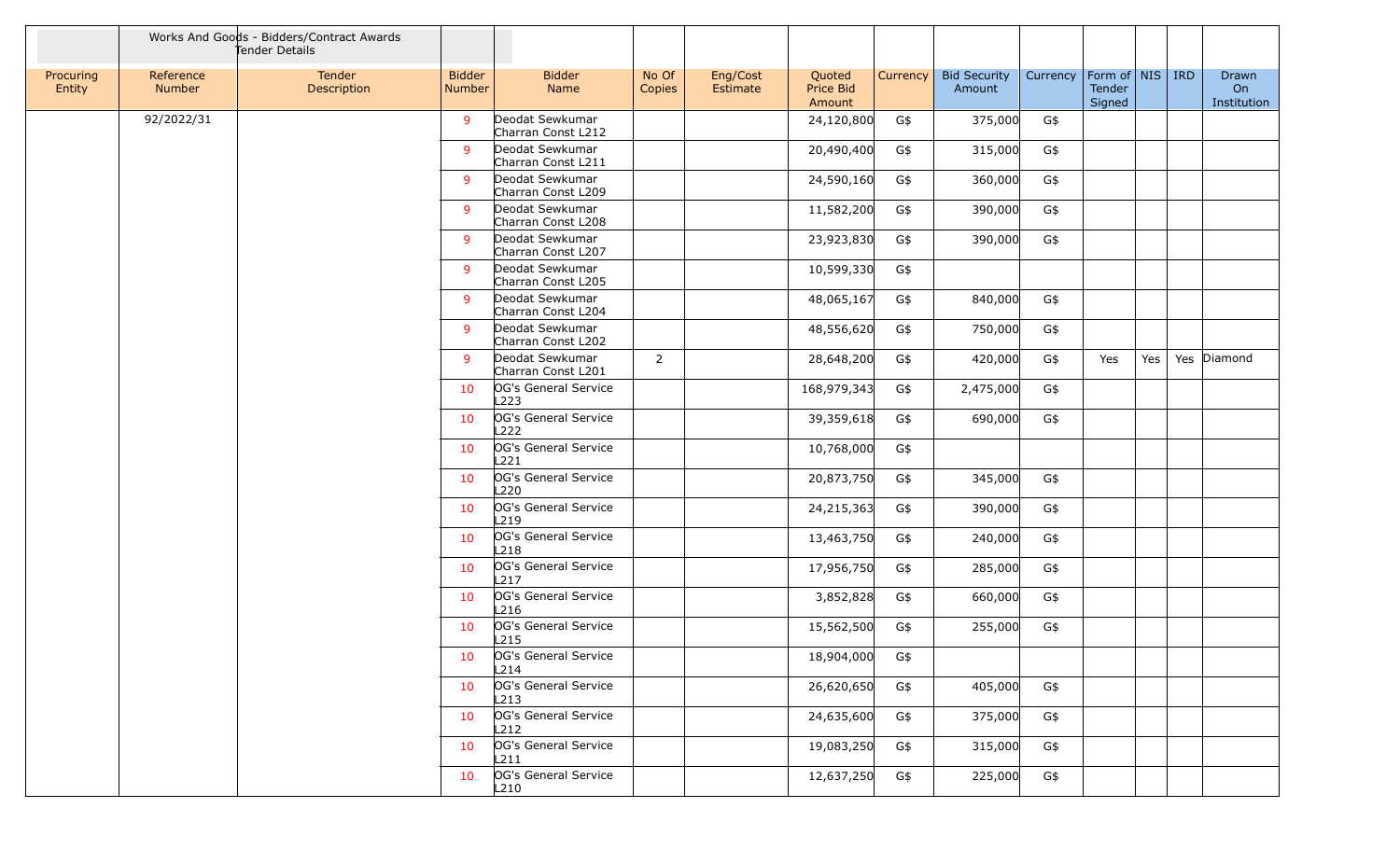| | Works And Goods - Bidders/Contract Awards Tender Details | | | | | | | | | | | | | |
|---|---|---|---|---|---|---|---|---|---|---|---|---|---|---|
| Procuring Entity | Reference Number | Tender Description | Bidder Number | Bidder Name | No Of Copies | Eng/Cost Estimate | Quoted Price Bid Amount | Currency | Bid Security Amount | Currency | Form of Tender Signed | NIS | IRD | Drawn On Institution |
| | 92/2022/31 | | 9 | Deodat Sewkumar Charran Const L212 | | | 24,120,800 | G$ | 375,000 | G$ | | | | |
| | | | 9 | Deodat Sewkumar Charran Const L211 | | | 20,490,400 | G$ | 315,000 | G$ | | | | |
| | | | 9 | Deodat Sewkumar Charran Const L209 | | | 24,590,160 | G$ | 360,000 | G$ | | | | |
| | | | 9 | Deodat Sewkumar Charran Const L208 | | | 11,582,200 | G$ | 390,000 | G$ | | | | |
| | | | 9 | Deodat Sewkumar Charran Const L207 | | | 23,923,830 | G$ | 390,000 | G$ | | | | |
| | | | 9 | Deodat Sewkumar Charran Const L205 | | | 10,599,330 | G$ | | | | | | |
| | | | 9 | Deodat Sewkumar Charran Const L204 | | | 48,065,167 | G$ | 840,000 | G$ | | | | |
| | | | 9 | Deodat Sewkumar Charran Const L202 | | | 48,556,620 | G$ | 750,000 | G$ | | | | |
| | | | 9 | Deodat Sewkumar Charran Const L201 | 2 | | 28,648,200 | G$ | 420,000 | G$ | Yes | Yes | Yes | Diamond |
| | | | 10 | OG's General Service L223 | | | 168,979,343 | G$ | 2,475,000 | G$ | | | | |
| | | | 10 | OG's General Service L222 | | | 39,359,618 | G$ | 690,000 | G$ | | | | |
| | | | 10 | OG's General Service L221 | | | 10,768,000 | G$ | | | | | | |
| | | | 10 | OG's General Service L220 | | | 20,873,750 | G$ | 345,000 | G$ | | | | |
| | | | 10 | OG's General Service L219 | | | 24,215,363 | G$ | 390,000 | G$ | | | | |
| | | | 10 | OG's General Service L218 | | | 13,463,750 | G$ | 240,000 | G$ | | | | |
| | | | 10 | OG's General Service L217 | | | 17,956,750 | G$ | 285,000 | G$ | | | | |
| | | | 10 | OG's General Service L216 | | | 3,852,828 | G$ | 660,000 | G$ | | | | |
| | | | 10 | OG's General Service L215 | | | 15,562,500 | G$ | 255,000 | G$ | | | | |
| | | | 10 | OG's General Service L214 | | | 18,904,000 | G$ | | | | | | |
| | | | 10 | OG's General Service L213 | | | 26,620,650 | G$ | 405,000 | G$ | | | | |
| | | | 10 | OG's General Service L212 | | | 24,635,600 | G$ | 375,000 | G$ | | | | |
| | | | 10 | OG's General Service L211 | | | 19,083,250 | G$ | 315,000 | G$ | | | | |
| | | | 10 | OG's General Service L210 | | | 12,637,250 | G$ | 225,000 | G$ | | | | |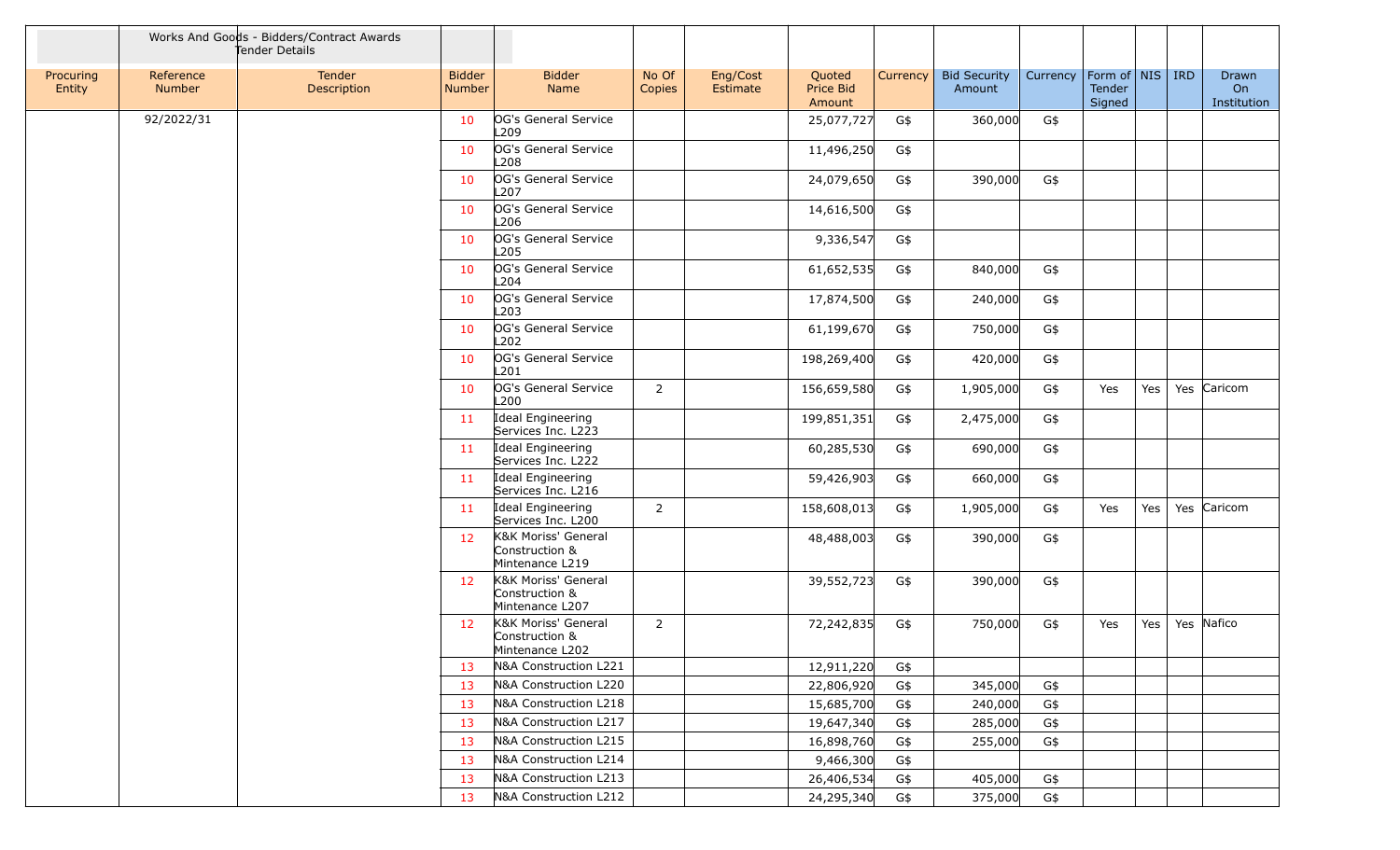Works And Goods - Bidders/Contract Awards
Tender Details

| Procuring Entity | Reference Number | Tender Description | Bidder Number | Bidder Name | No Of Copies | Eng/Cost Estimate | Quoted Price Bid Amount | Currency | Bid Security Amount | Currency | Form of Tender Signed | NIS | IRD | Drawn On Institution |
|---|---|---|---|---|---|---|---|---|---|---|---|---|---|---|
| | 92/2022/31 | | 10 | OG's General Service L209 | | | 25,077,727 | G$ | 360,000 | G$ | | | | |
| | | | 10 | OG's General Service L208 | | | 11,496,250 | G$ | | | | | | |
| | | | 10 | OG's General Service L207 | | | 24,079,650 | G$ | 390,000 | G$ | | | | |
| | | | 10 | OG's General Service L206 | | | 14,616,500 | G$ | | | | | | |
| | | | 10 | OG's General Service L205 | | | 9,336,547 | G$ | | | | | | |
| | | | 10 | OG's General Service L204 | | | 61,652,535 | G$ | 840,000 | G$ | | | | |
| | | | 10 | OG's General Service L203 | | | 17,874,500 | G$ | 240,000 | G$ | | | | |
| | | | 10 | OG's General Service L202 | | | 61,199,670 | G$ | 750,000 | G$ | | | | |
| | | | 10 | OG's General Service L201 | | | 198,269,400 | G$ | 420,000 | G$ | | | | |
| | | | 10 | OG's General Service L200 | 2 | | 156,659,580 | G$ | 1,905,000 | G$ | Yes | Yes | Yes | Caricom |
| | | | 11 | Ideal Engineering Services Inc. L223 | | | 199,851,351 | G$ | 2,475,000 | G$ | | | | |
| | | | 11 | Ideal Engineering Services Inc. L222 | | | 60,285,530 | G$ | 690,000 | G$ | | | | |
| | | | 11 | Ideal Engineering Services Inc. L216 | | | 59,426,903 | G$ | 660,000 | G$ | | | | |
| | | | 11 | Ideal Engineering Services Inc. L200 | 2 | | 158,608,013 | G$ | 1,905,000 | G$ | Yes | Yes | Yes | Caricom |
| | | | 12 | K&K Moriss' General Construction & Mintenance L219 | | | 48,488,003 | G$ | 390,000 | G$ | | | | |
| | | | 12 | K&K Moriss' General Construction & Mintenance L207 | | | 39,552,723 | G$ | 390,000 | G$ | | | | |
| | | | 12 | K&K Moriss' General Construction & Mintenance L202 | 2 | | 72,242,835 | G$ | 750,000 | G$ | Yes | Yes | Yes | Nafico |
| | | | 13 | N&A Construction L221 | | | 12,911,220 | G$ | | | | | | |
| | | | 13 | N&A Construction L220 | | | 22,806,920 | G$ | 345,000 | G$ | | | | |
| | | | 13 | N&A Construction L218 | | | 15,685,700 | G$ | 240,000 | G$ | | | | |
| | | | 13 | N&A Construction L217 | | | 19,647,340 | G$ | 285,000 | G$ | | | | |
| | | | 13 | N&A Construction L215 | | | 16,898,760 | G$ | 255,000 | G$ | | | | |
| | | | 13 | N&A Construction L214 | | | 9,466,300 | G$ | | | | | | |
| | | | 13 | N&A Construction L213 | | | 26,406,534 | G$ | 405,000 | G$ | | | | |
| | | | 13 | N&A Construction L212 | | | 24,295,340 | G$ | 375,000 | G$ | | | | |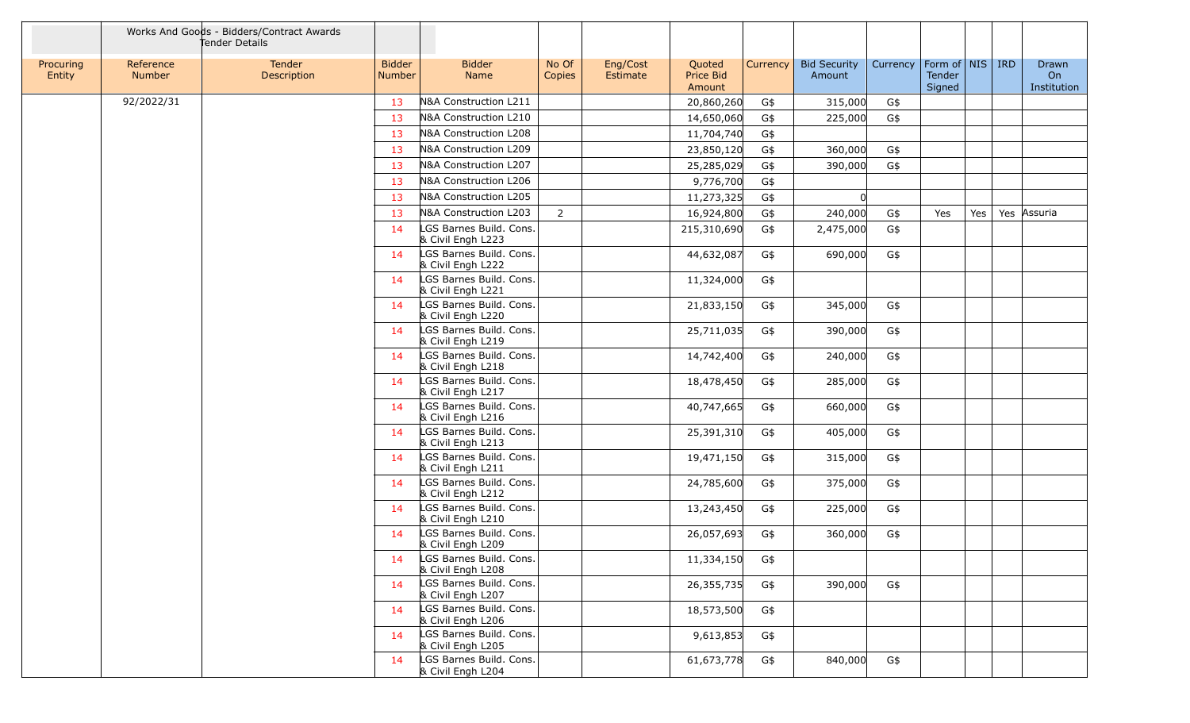| | Works And Goods - Bidders/Contract Awards Tender Details | | | | | | | | | | | | | |
|---|---|---|---|---|---|---|---|---|---|---|---|---|---|---|
| Procuring Entity | Reference Number | Tender Description | Bidder Number | Bidder Name | No Of Copies | Eng/Cost Estimate | Quoted Price Bid Amount | Currency | Bid Security Amount | Currency | Form of Tender Signed | NIS | IRD | Drawn On Institution |
| | 92/2022/31 | | 13 | N&A Construction L211 | | | 20,860,260 | G$ | 315,000 | G$ | | | | |
| | | | 13 | N&A Construction L210 | | | 14,650,060 | G$ | 225,000 | G$ | | | | |
| | | | 13 | N&A Construction L208 | | | 11,704,740 | G$ | | | | | | |
| | | | 13 | N&A Construction L209 | | | 23,850,120 | G$ | 360,000 | G$ | | | | |
| | | | 13 | N&A Construction L207 | | | 25,285,029 | G$ | 390,000 | G$ | | | | |
| | | | 13 | N&A Construction L206 | | | 9,776,700 | G$ | | | | | | |
| | | | 13 | N&A Construction L205 | | | 11,273,325 | G$ | 0 | | | | | |
| | | | 13 | N&A Construction L203 | 2 | | 16,924,800 | G$ | 240,000 | G$ | Yes | Yes | Yes | Assuria |
| | | | 14 | LGS Barnes Build. Cons. & Civil Engh L223 | | | 215,310,690 | G$ | 2,475,000 | G$ | | | | |
| | | | 14 | LGS Barnes Build. Cons. & Civil Engh L222 | | | 44,632,087 | G$ | 690,000 | G$ | | | | |
| | | | 14 | LGS Barnes Build. Cons. & Civil Engh L221 | | | 11,324,000 | G$ | | | | | | |
| | | | 14 | LGS Barnes Build. Cons. & Civil Engh L220 | | | 21,833,150 | G$ | 345,000 | G$ | | | | |
| | | | 14 | LGS Barnes Build. Cons. & Civil Engh L219 | | | 25,711,035 | G$ | 390,000 | G$ | | | | |
| | | | 14 | LGS Barnes Build. Cons. & Civil Engh L218 | | | 14,742,400 | G$ | 240,000 | G$ | | | | |
| | | | 14 | LGS Barnes Build. Cons. & Civil Engh L217 | | | 18,478,450 | G$ | 285,000 | G$ | | | | |
| | | | 14 | LGS Barnes Build. Cons. & Civil Engh L216 | | | 40,747,665 | G$ | 660,000 | G$ | | | | |
| | | | 14 | LGS Barnes Build. Cons. & Civil Engh L213 | | | 25,391,310 | G$ | 405,000 | G$ | | | | |
| | | | 14 | LGS Barnes Build. Cons. & Civil Engh L211 | | | 19,471,150 | G$ | 315,000 | G$ | | | | |
| | | | 14 | LGS Barnes Build. Cons. & Civil Engh L212 | | | 24,785,600 | G$ | 375,000 | G$ | | | | |
| | | | 14 | LGS Barnes Build. Cons. & Civil Engh L210 | | | 13,243,450 | G$ | 225,000 | G$ | | | | |
| | | | 14 | LGS Barnes Build. Cons. & Civil Engh L209 | | | 26,057,693 | G$ | 360,000 | G$ | | | | |
| | | | 14 | LGS Barnes Build. Cons. & Civil Engh L208 | | | 11,334,150 | G$ | | | | | | |
| | | | 14 | LGS Barnes Build. Cons. & Civil Engh L207 | | | 26,355,735 | G$ | 390,000 | G$ | | | | |
| | | | 14 | LGS Barnes Build. Cons. & Civil Engh L206 | | | 18,573,500 | G$ | | | | | | |
| | | | 14 | LGS Barnes Build. Cons. & Civil Engh L205 | | | 9,613,853 | G$ | | | | | | |
| | | | 14 | LGS Barnes Build. Cons. & Civil Engh L204 | | | 61,673,778 | G$ | 840,000 | G$ | | | | |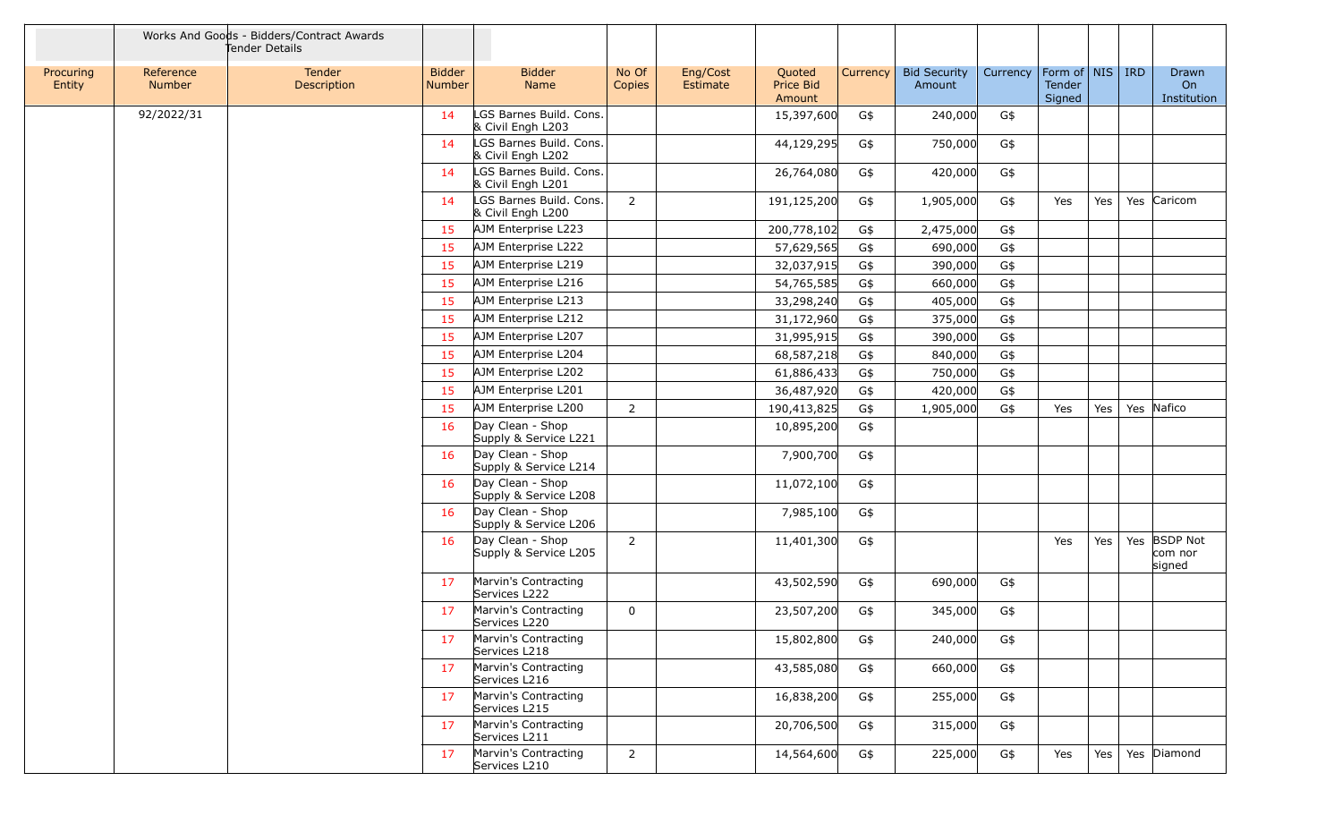| | Works And Goods - Bidders/Contract Awards Tender Details | | | | | | | | | | | | | |
|---|---|---|---|---|---|---|---|---|---|---|---|---|---|---|
| Procuring Entity | Reference Number | Tender Description | Bidder Number | Bidder Name | No Of Copies | Eng/Cost Estimate | Quoted Price Bid Amount | Currency | Bid Security Amount | Currency | Form of Tender Signed | NIS | IRD | Drawn On Institution |
| | 92/2022/31 | | 14 | LGS Barnes Build. Cons. & Civil Engh L203 | | | 15,397,600 | G$ | 240,000 | G$ | | | | |
| | | | 14 | LGS Barnes Build. Cons. & Civil Engh L202 | | | 44,129,295 | G$ | 750,000 | G$ | | | | |
| | | | 14 | LGS Barnes Build. Cons. & Civil Engh L201 | | | 26,764,080 | G$ | 420,000 | G$ | | | | |
| | | | 14 | LGS Barnes Build. Cons. & Civil Engh L200 | 2 | | 191,125,200 | G$ | 1,905,000 | G$ | Yes | Yes | Yes | Caricom |
| | | | 15 | AJM Enterprise L223 | | | 200,778,102 | G$ | 2,475,000 | G$ | | | | |
| | | | 15 | AJM Enterprise L222 | | | 57,629,565 | G$ | 690,000 | G$ | | | | |
| | | | 15 | AJM Enterprise L219 | | | 32,037,915 | G$ | 390,000 | G$ | | | | |
| | | | 15 | AJM Enterprise L216 | | | 54,765,585 | G$ | 660,000 | G$ | | | | |
| | | | 15 | AJM Enterprise L213 | | | 33,298,240 | G$ | 405,000 | G$ | | | | |
| | | | 15 | AJM Enterprise L212 | | | 31,172,960 | G$ | 375,000 | G$ | | | | |
| | | | 15 | AJM Enterprise L207 | | | 31,995,915 | G$ | 390,000 | G$ | | | | |
| | | | 15 | AJM Enterprise L204 | | | 68,587,218 | G$ | 840,000 | G$ | | | | |
| | | | 15 | AJM Enterprise L202 | | | 61,886,433 | G$ | 750,000 | G$ | | | | |
| | | | 15 | AJM Enterprise L201 | | | 36,487,920 | G$ | 420,000 | G$ | | | | |
| | | | 15 | AJM Enterprise L200 | 2 | | 190,413,825 | G$ | 1,905,000 | G$ | Yes | Yes | Yes | Nafico |
| | | | 16 | Day Clean - Shop Supply & Service L221 | | | 10,895,200 | G$ | | | | | | |
| | | | 16 | Day Clean - Shop Supply & Service L214 | | | 7,900,700 | G$ | | | | | | |
| | | | 16 | Day Clean - Shop Supply & Service L208 | | | 11,072,100 | G$ | | | | | | |
| | | | 16 | Day Clean - Shop Supply & Service L206 | | | 7,985,100 | G$ | | | | | | |
| | | | 16 | Day Clean - Shop Supply & Service L205 | 2 | | 11,401,300 | G$ | | | Yes | Yes | Yes | BSDP Not com nor signed |
| | | | 17 | Marvin's Contracting Services L222 | | | 43,502,590 | G$ | 690,000 | G$ | | | | |
| | | | 17 | Marvin's Contracting Services L220 | 0 | | 23,507,200 | G$ | 345,000 | G$ | | | | |
| | | | 17 | Marvin's Contracting Services L218 | | | 15,802,800 | G$ | 240,000 | G$ | | | | |
| | | | 17 | Marvin's Contracting Services L216 | | | 43,585,080 | G$ | 660,000 | G$ | | | | |
| | | | 17 | Marvin's Contracting Services L215 | | | 16,838,200 | G$ | 255,000 | G$ | | | | |
| | | | 17 | Marvin's Contracting Services L211 | | | 20,706,500 | G$ | 315,000 | G$ | | | | |
| | | | 17 | Marvin's Contracting Services L210 | 2 | | 14,564,600 | G$ | 225,000 | G$ | Yes | Yes | Yes | Diamond |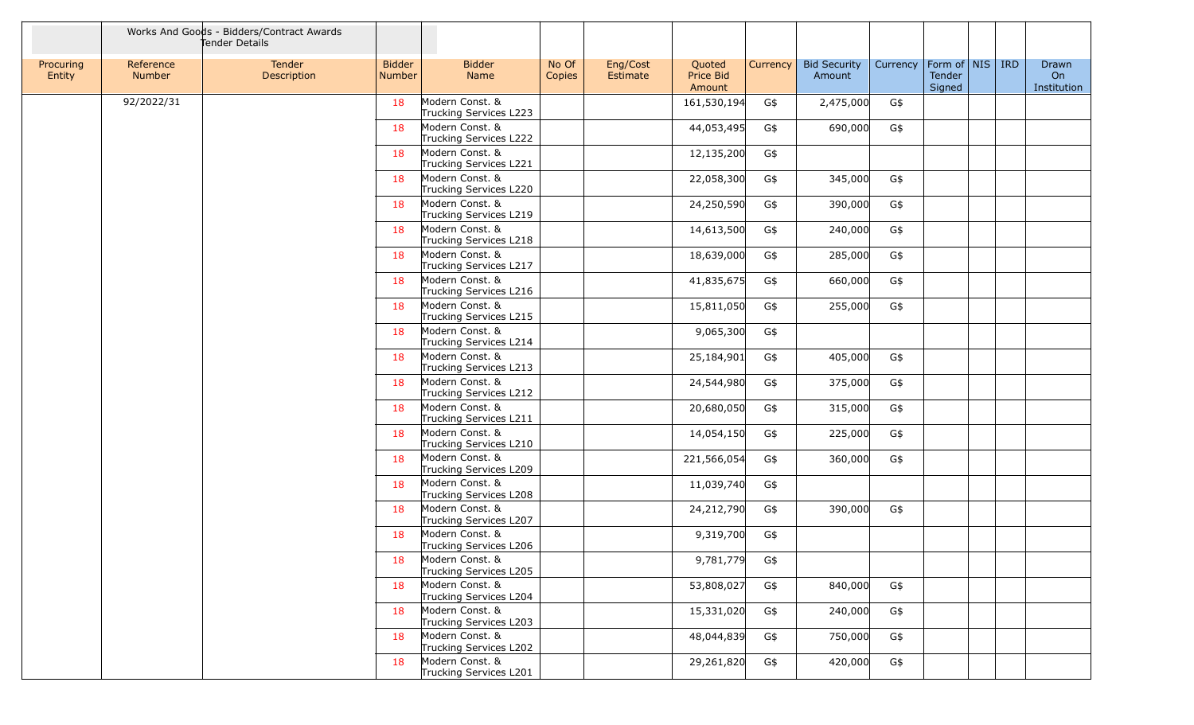| | Works And Goods - Bidders/Contract Awards Tender Details | | | | | | | | | | | | | | |
|---|---|---|---|---|---|---|---|---|---|---|---|---|---|---|---|
| Procuring Entity | Reference Number | Tender Description | Bidder Number | Bidder Name | No Of Copies | Eng/Cost Estimate | Quoted Price Bid Amount | Currency | Bid Security Amount | Currency | Form of Tender Signed | NIS | IRD | Drawn On Institution |
| | 92/2022/31 | | 18 | Modern Const. & Trucking Services L223 | | | 161,530,194 | G$ | 2,475,000 | G$ | | | | |
| | | | 18 | Modern Const. & Trucking Services L222 | | | 44,053,495 | G$ | 690,000 | G$ | | | | |
| | | | 18 | Modern Const. & Trucking Services L221 | | | 12,135,200 | G$ | | | | | | |
| | | | 18 | Modern Const. & Trucking Services L220 | | | 22,058,300 | G$ | 345,000 | G$ | | | | |
| | | | 18 | Modern Const. & Trucking Services L219 | | | 24,250,590 | G$ | 390,000 | G$ | | | | |
| | | | 18 | Modern Const. & Trucking Services L218 | | | 14,613,500 | G$ | 240,000 | G$ | | | | |
| | | | 18 | Modern Const. & Trucking Services L217 | | | 18,639,000 | G$ | 285,000 | G$ | | | | |
| | | | 18 | Modern Const. & Trucking Services L216 | | | 41,835,675 | G$ | 660,000 | G$ | | | | |
| | | | 18 | Modern Const. & Trucking Services L215 | | | 15,811,050 | G$ | 255,000 | G$ | | | | |
| | | | 18 | Modern Const. & Trucking Services L214 | | | 9,065,300 | G$ | | | | | | |
| | | | 18 | Modern Const. & Trucking Services L213 | | | 25,184,901 | G$ | 405,000 | G$ | | | | |
| | | | 18 | Modern Const. & Trucking Services L212 | | | 24,544,980 | G$ | 375,000 | G$ | | | | |
| | | | 18 | Modern Const. & Trucking Services L211 | | | 20,680,050 | G$ | 315,000 | G$ | | | | |
| | | | 18 | Modern Const. & Trucking Services L210 | | | 14,054,150 | G$ | 225,000 | G$ | | | | |
| | | | 18 | Modern Const. & Trucking Services L209 | | | 221,566,054 | G$ | 360,000 | G$ | | | | |
| | | | 18 | Modern Const. & Trucking Services L208 | | | 11,039,740 | G$ | | | | | | |
| | | | 18 | Modern Const. & Trucking Services L207 | | | 24,212,790 | G$ | 390,000 | G$ | | | | |
| | | | 18 | Modern Const. & Trucking Services L206 | | | 9,319,700 | G$ | | | | | | |
| | | | 18 | Modern Const. & Trucking Services L205 | | | 9,781,779 | G$ | | | | | | |
| | | | 18 | Modern Const. & Trucking Services L204 | | | 53,808,027 | G$ | 840,000 | G$ | | | | |
| | | | 18 | Modern Const. & Trucking Services L203 | | | 15,331,020 | G$ | 240,000 | G$ | | | | |
| | | | 18 | Modern Const. & Trucking Services L202 | | | 48,044,839 | G$ | 750,000 | G$ | | | | |
| | | | 18 | Modern Const. & Trucking Services L201 | | | 29,261,820 | G$ | 420,000 | G$ | | | | |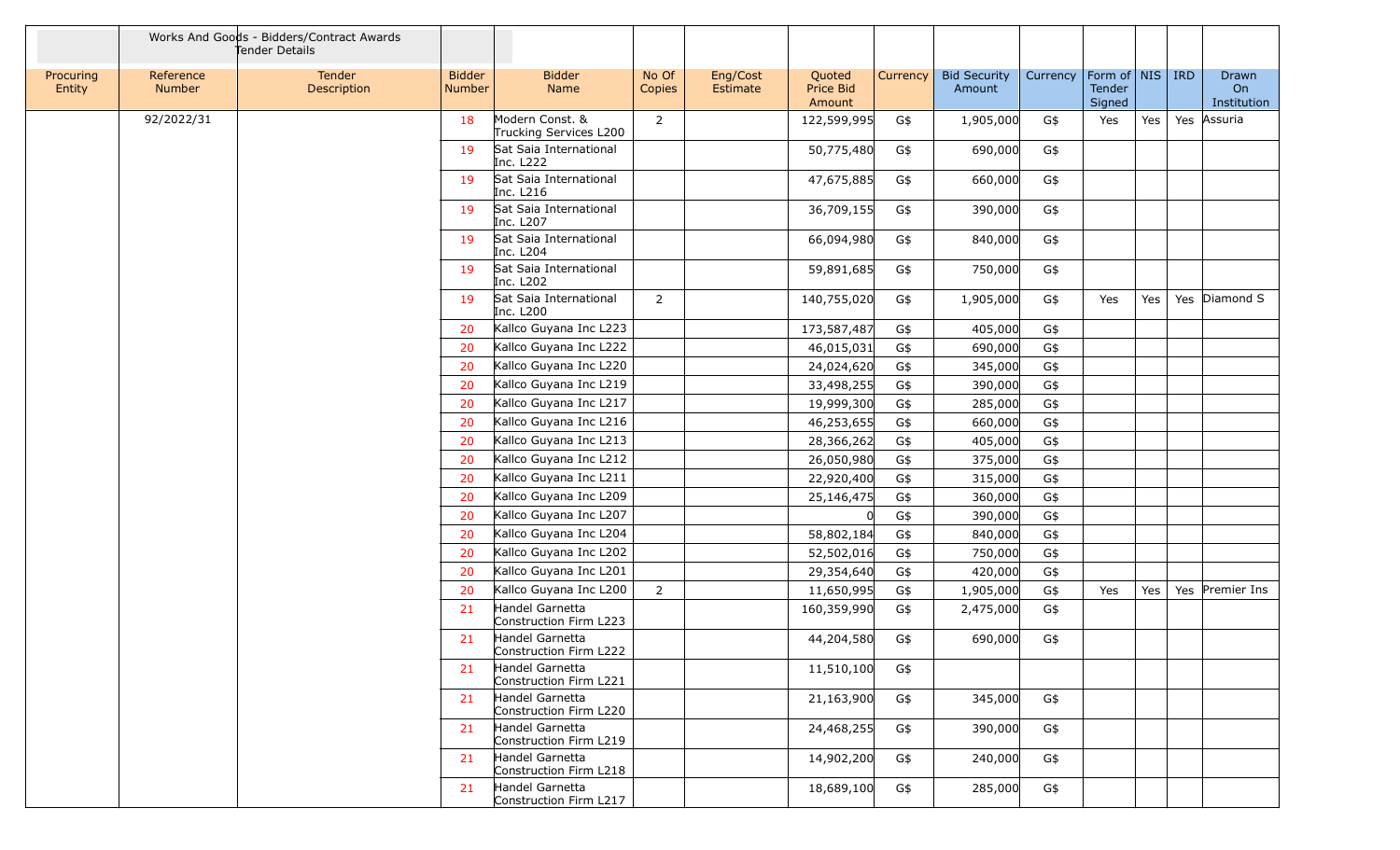| | Works And Goods - Bidders/Contract Awards Tender Details | | | | | | | | | | | | | |
|---|---|---|---|---|---|---|---|---|---|---|---|---|---|---|
| Procuring Entity | Reference Number | Tender Description | Bidder Number | Bidder Name | No Of Copies | Eng/Cost Estimate | Quoted Price Bid Amount | Currency | Bid Security Amount | Currency | Form of Tender Signed | NIS | IRD | Drawn On Institution |
| | 92/2022/31 | | 18 | Modern Const. & Trucking Services L200 | 2 | | 122,599,995 | G$ | 1,905,000 | G$ | Yes | Yes | Yes | Assuria |
| | | | 19 | Sat Saia International Inc. L222 | | | 50,775,480 | G$ | 690,000 | G$ | | | | |
| | | | 19 | Sat Saia International Inc. L216 | | | 47,675,885 | G$ | 660,000 | G$ | | | | |
| | | | 19 | Sat Saia International Inc. L207 | | | 36,709,155 | G$ | 390,000 | G$ | | | | |
| | | | 19 | Sat Saia International Inc. L204 | | | 66,094,980 | G$ | 840,000 | G$ | | | | |
| | | | 19 | Sat Saia International Inc. L202 | | | 59,891,685 | G$ | 750,000 | G$ | | | | |
| | | | 19 | Sat Saia International Inc. L200 | 2 | | 140,755,020 | G$ | 1,905,000 | G$ | Yes | Yes | Yes | Diamond S |
| | | | 20 | Kallco Guyana Inc L223 | | | 173,587,487 | G$ | 405,000 | G$ | | | | |
| | | | 20 | Kallco Guyana Inc L222 | | | 46,015,031 | G$ | 690,000 | G$ | | | | |
| | | | 20 | Kallco Guyana Inc L220 | | | 24,024,620 | G$ | 345,000 | G$ | | | | |
| | | | 20 | Kallco Guyana Inc L219 | | | 33,498,255 | G$ | 390,000 | G$ | | | | |
| | | | 20 | Kallco Guyana Inc L217 | | | 19,999,300 | G$ | 285,000 | G$ | | | | |
| | | | 20 | Kallco Guyana Inc L216 | | | 46,253,655 | G$ | 660,000 | G$ | | | | |
| | | | 20 | Kallco Guyana Inc L213 | | | 28,366,262 | G$ | 405,000 | G$ | | | | |
| | | | 20 | Kallco Guyana Inc L212 | | | 26,050,980 | G$ | 375,000 | G$ | | | | |
| | | | 20 | Kallco Guyana Inc L211 | | | 22,920,400 | G$ | 315,000 | G$ | | | | |
| | | | 20 | Kallco Guyana Inc L209 | | | 25,146,475 | G$ | 360,000 | G$ | | | | |
| | | | 20 | Kallco Guyana Inc L207 | | | 0 | G$ | 390,000 | G$ | | | | |
| | | | 20 | Kallco Guyana Inc L204 | | | 58,802,184 | G$ | 840,000 | G$ | | | | |
| | | | 20 | Kallco Guyana Inc L202 | | | 52,502,016 | G$ | 750,000 | G$ | | | | |
| | | | 20 | Kallco Guyana Inc L201 | | | 29,354,640 | G$ | 420,000 | G$ | | | | |
| | | | 20 | Kallco Guyana Inc L200 | 2 | | 11,650,995 | G$ | 1,905,000 | G$ | Yes | Yes | Yes | Premier Ins |
| | | | 21 | Handel Garnetta Construction Firm L223 | | | 160,359,990 | G$ | 2,475,000 | G$ | | | | |
| | | | 21 | Handel Garnetta Construction Firm L222 | | | 44,204,580 | G$ | 690,000 | G$ | | | | |
| | | | 21 | Handel Garnetta Construction Firm L221 | | | 11,510,100 | G$ | | | | | | |
| | | | 21 | Handel Garnetta Construction Firm L220 | | | 21,163,900 | G$ | 345,000 | G$ | | | | |
| | | | 21 | Handel Garnetta Construction Firm L219 | | | 24,468,255 | G$ | 390,000 | G$ | | | | |
| | | | 21 | Handel Garnetta Construction Firm L218 | | | 14,902,200 | G$ | 240,000 | G$ | | | | |
| | | | 21 | Handel Garnetta Construction Firm L217 | | | 18,689,100 | G$ | 285,000 | G$ | | | | |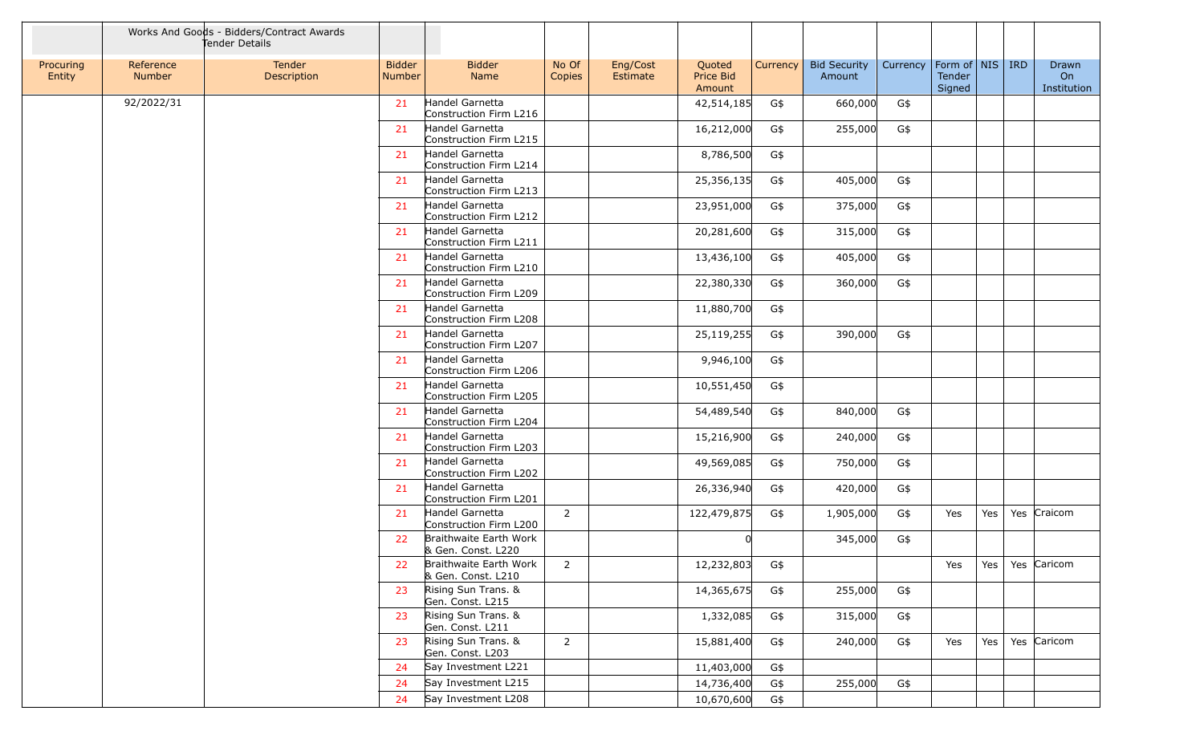| Works And Goods - Bidders/Contract Awards Tender Details | | | | | | | | | | | | | | | |
|---|---|---|---|---|---|---|---|---|---|---|---|---|---|---|---|
| Procuring Entity | Reference Number | Tender Description | Bidder Number | Bidder Name | No Of Copies | Eng/Cost Estimate | Quoted Price Bid Amount | Currency | Bid Security Amount | Currency | Form of Tender Signed | NIS | IRD | Drawn On Institution |
| | 92/2022/31 | | 21 | Handel Garnetta Construction Firm L216 | | | 42,514,185 | G$ | 660,000 | G$ | | | | |
| | | | 21 | Handel Garnetta Construction Firm L215 | | | 16,212,000 | G$ | 255,000 | G$ | | | | |
| | | | 21 | Handel Garnetta Construction Firm L214 | | | 8,786,500 | G$ | | | | | | |
| | | | 21 | Handel Garnetta Construction Firm L213 | | | 25,356,135 | G$ | 405,000 | G$ | | | | |
| | | | 21 | Handel Garnetta Construction Firm L212 | | | 23,951,000 | G$ | 375,000 | G$ | | | | |
| | | | 21 | Handel Garnetta Construction Firm L211 | | | 20,281,600 | G$ | 315,000 | G$ | | | | |
| | | | 21 | Handel Garnetta Construction Firm L210 | | | 13,436,100 | G$ | 405,000 | G$ | | | | |
| | | | 21 | Handel Garnetta Construction Firm L209 | | | 22,380,330 | G$ | 360,000 | G$ | | | | |
| | | | 21 | Handel Garnetta Construction Firm L208 | | | 11,880,700 | G$ | | | | | | |
| | | | 21 | Handel Garnetta Construction Firm L207 | | | 25,119,255 | G$ | 390,000 | G$ | | | | |
| | | | 21 | Handel Garnetta Construction Firm L206 | | | 9,946,100 | G$ | | | | | | |
| | | | 21 | Handel Garnetta Construction Firm L205 | | | 10,551,450 | G$ | | | | | | |
| | | | 21 | Handel Garnetta Construction Firm L204 | | | 54,489,540 | G$ | 840,000 | G$ | | | | |
| | | | 21 | Handel Garnetta Construction Firm L203 | | | 15,216,900 | G$ | 240,000 | G$ | | | | |
| | | | 21 | Handel Garnetta Construction Firm L202 | | | 49,569,085 | G$ | 750,000 | G$ | | | | |
| | | | 21 | Handel Garnetta Construction Firm L201 | | | 26,336,940 | G$ | 420,000 | G$ | | | | |
| | | | 21 | Handel Garnetta Construction Firm L200 | 2 | | 122,479,875 | G$ | 1,905,000 | G$ | Yes | Yes | Yes | Craicom |
| | | | 22 | Braithwaite Earth Work & Gen. Const. L220 | | | 0 | | 345,000 | G$ | | | | |
| | | | 22 | Braithwaite Earth Work & Gen. Const. L210 | 2 | | 12,232,803 | G$ | | | Yes | Yes | Yes | Caricom |
| | | | 23 | Rising Sun Trans. & Gen. Const. L215 | | | 14,365,675 | G$ | 255,000 | G$ | | | | |
| | | | 23 | Rising Sun Trans. & Gen. Const. L211 | | | 1,332,085 | G$ | 315,000 | G$ | | | | |
| | | | 23 | Rising Sun Trans. & Gen. Const. L203 | 2 | | 15,881,400 | G$ | 240,000 | G$ | Yes | Yes | Yes | Caricom |
| | | | 24 | Say Investment L221 | | | 11,403,000 | G$ | | | | | | |
| | | | 24 | Say Investment L215 | | | 14,736,400 | G$ | 255,000 | G$ | | | | |
| | | | 24 | Say Investment L208 | | | 10,670,600 | G$ | | | | | | |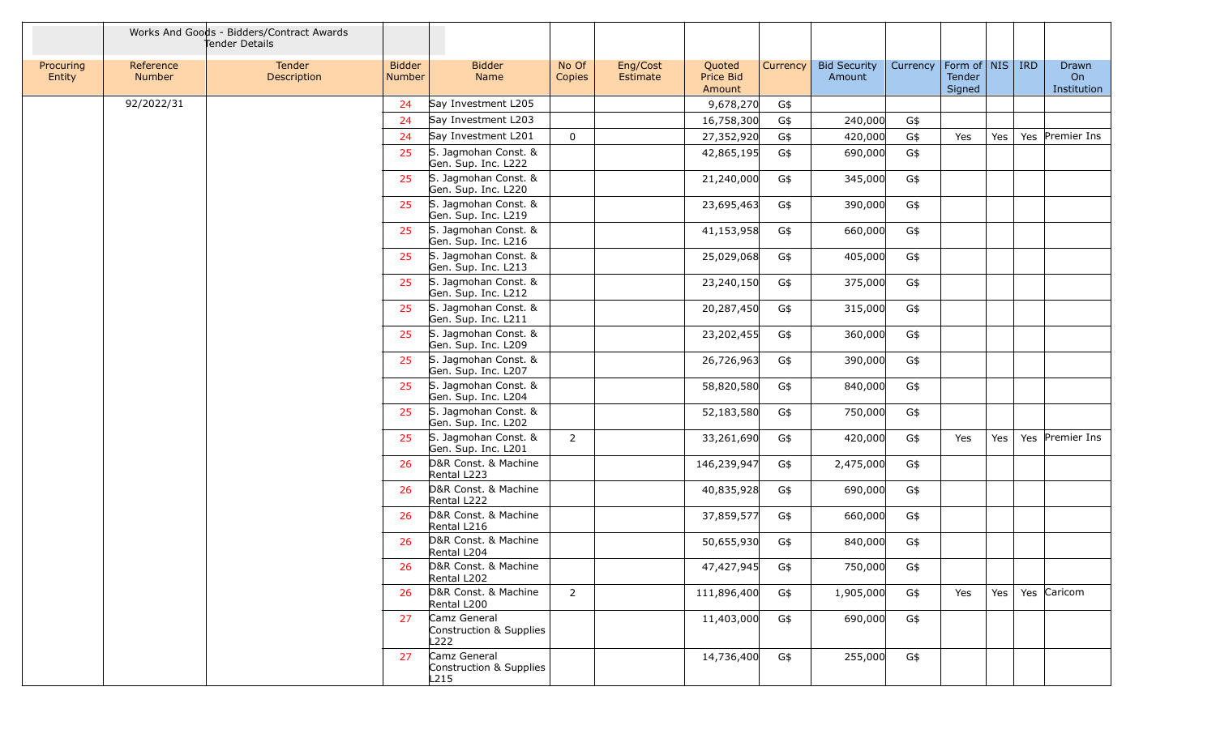| | Works And Goods - Bidders/Contract Awards Tender Details | | | | | | | | | | | | | | |
|---|---|---|---|---|---|---|---|---|---|---|---|---|---|---|---|
| Procuring Entity | Reference Number | Tender Description | Bidder Number | Bidder Name | No Of Copies | Eng/Cost Estimate | Quoted Price Bid Amount | Currency | Bid Security Amount | Currency | Form of Tender Signed | NIS | IRD | Drawn On Institution |
| | 92/2022/31 | | 24 | Say Investment L205 | | | 9,678,270 | G$ | | | | | | |
| | | | 24 | Say Investment L203 | | | 16,758,300 | G$ | 240,000 | G$ | | | | |
| | | | 24 | Say Investment L201 | 0 | | 27,352,920 | G$ | 420,000 | G$ | Yes | Yes | Yes | Premier Ins |
| | | | 25 | S. Jagmohan Const. & Gen. Sup. Inc. L222 | | | 42,865,195 | G$ | 690,000 | G$ | | | | |
| | | | 25 | S. Jagmohan Const. & Gen. Sup. Inc. L220 | | | 21,240,000 | G$ | 345,000 | G$ | | | | |
| | | | 25 | S. Jagmohan Const. & Gen. Sup. Inc. L219 | | | 23,695,463 | G$ | 390,000 | G$ | | | | |
| | | | 25 | S. Jagmohan Const. & Gen. Sup. Inc. L216 | | | 41,153,958 | G$ | 660,000 | G$ | | | | |
| | | | 25 | S. Jagmohan Const. & Gen. Sup. Inc. L213 | | | 25,029,068 | G$ | 405,000 | G$ | | | | |
| | | | 25 | S. Jagmohan Const. & Gen. Sup. Inc. L212 | | | 23,240,150 | G$ | 375,000 | G$ | | | | |
| | | | 25 | S. Jagmohan Const. & Gen. Sup. Inc. L211 | | | 20,287,450 | G$ | 315,000 | G$ | | | | |
| | | | 25 | S. Jagmohan Const. & Gen. Sup. Inc. L209 | | | 23,202,455 | G$ | 360,000 | G$ | | | | |
| | | | 25 | S. Jagmohan Const. & Gen. Sup. Inc. L207 | | | 26,726,963 | G$ | 390,000 | G$ | | | | |
| | | | 25 | S. Jagmohan Const. & Gen. Sup. Inc. L204 | | | 58,820,580 | G$ | 840,000 | G$ | | | | |
| | | | 25 | S. Jagmohan Const. & Gen. Sup. Inc. L202 | | | 52,183,580 | G$ | 750,000 | G$ | | | | |
| | | | 25 | S. Jagmohan Const. & Gen. Sup. Inc. L201 | 2 | | 33,261,690 | G$ | 420,000 | G$ | Yes | Yes | Yes | Premier Ins |
| | | | 26 | D&R Const. & Machine Rental L223 | | | 146,239,947 | G$ | 2,475,000 | G$ | | | | |
| | | | 26 | D&R Const. & Machine Rental L222 | | | 40,835,928 | G$ | 690,000 | G$ | | | | |
| | | | 26 | D&R Const. & Machine Rental L216 | | | 37,859,577 | G$ | 660,000 | G$ | | | | |
| | | | 26 | D&R Const. & Machine Rental L204 | | | 50,655,930 | G$ | 840,000 | G$ | | | | |
| | | | 26 | D&R Const. & Machine Rental L202 | | | 47,427,945 | G$ | 750,000 | G$ | | | | |
| | | | 26 | D&R Const. & Machine Rental L200 | 2 | | 111,896,400 | G$ | 1,905,000 | G$ | Yes | Yes | Yes | Caricom |
| | | | 27 | Camz General Construction & Supplies L222 | | | 11,403,000 | G$ | 690,000 | G$ | | | | |
| | | | 27 | Camz General Construction & Supplies L215 | | | 14,736,400 | G$ | 255,000 | G$ | | | | |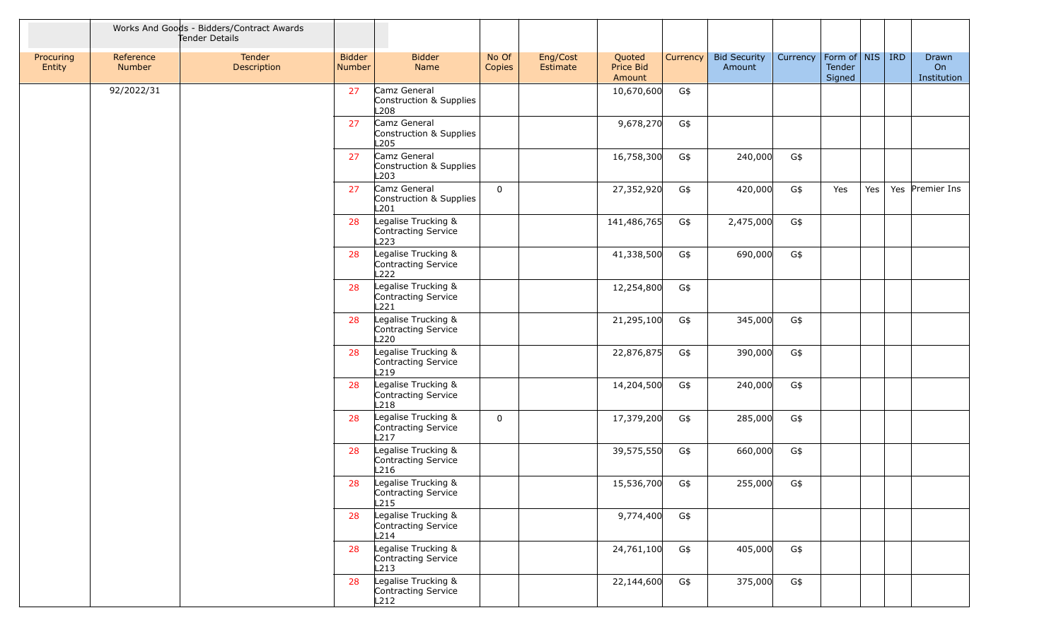| | Works And Goods - Bidders/Contract Awards Tender Details | | | | | | | | | | | | | | |
|---|---|---|---|---|---|---|---|---|---|---|---|---|---|---|---|
| Procuring Entity | Reference Number | Tender Description | Bidder Number | Bidder Name | No Of Copies | Eng/Cost Estimate | Quoted Price Bid Amount | Currency | Bid Security Amount | Currency | Form of Tender Signed | NIS | IRD | Drawn On Institution |
| | 92/2022/31 | | 27 | Camz General Construction & Supplies L208 | | | 10,670,600 | G$ | | | | | | |
| | | | 27 | Camz General Construction & Supplies L205 | | | 9,678,270 | G$ | | | | | | |
| | | | 27 | Camz General Construction & Supplies L203 | | | 16,758,300 | G$ | 240,000 | G$ | | | | |
| | | | 27 | Camz General Construction & Supplies L201 | 0 | | 27,352,920 | G$ | 420,000 | G$ | Yes | Yes | Yes | Premier Ins |
| | | | 28 | Legalise Trucking & Contracting Service L223 | | | 141,486,765 | G$ | 2,475,000 | G$ | | | | |
| | | | 28 | Legalise Trucking & Contracting Service L222 | | | 41,338,500 | G$ | 690,000 | G$ | | | | |
| | | | 28 | Legalise Trucking & Contracting Service L221 | | | 12,254,800 | G$ | | | | | | |
| | | | 28 | Legalise Trucking & Contracting Service L220 | | | 21,295,100 | G$ | 345,000 | G$ | | | | |
| | | | 28 | Legalise Trucking & Contracting Service L219 | | | 22,876,875 | G$ | 390,000 | G$ | | | | |
| | | | 28 | Legalise Trucking & Contracting Service L218 | | | 14,204,500 | G$ | 240,000 | G$ | | | | |
| | | | 28 | Legalise Trucking & Contracting Service L217 | 0 | | 17,379,200 | G$ | 285,000 | G$ | | | | |
| | | | 28 | Legalise Trucking & Contracting Service L216 | | | 39,575,550 | G$ | 660,000 | G$ | | | | |
| | | | 28 | Legalise Trucking & Contracting Service L215 | | | 15,536,700 | G$ | 255,000 | G$ | | | | |
| | | | 28 | Legalise Trucking & Contracting Service L214 | | | 9,774,400 | G$ | | | | | | |
| | | | 28 | Legalise Trucking & Contracting Service L213 | | | 24,761,100 | G$ | 405,000 | G$ | | | | |
| | | | 28 | Legalise Trucking & Contracting Service L212 | | | 22,144,600 | G$ | 375,000 | G$ | | | | |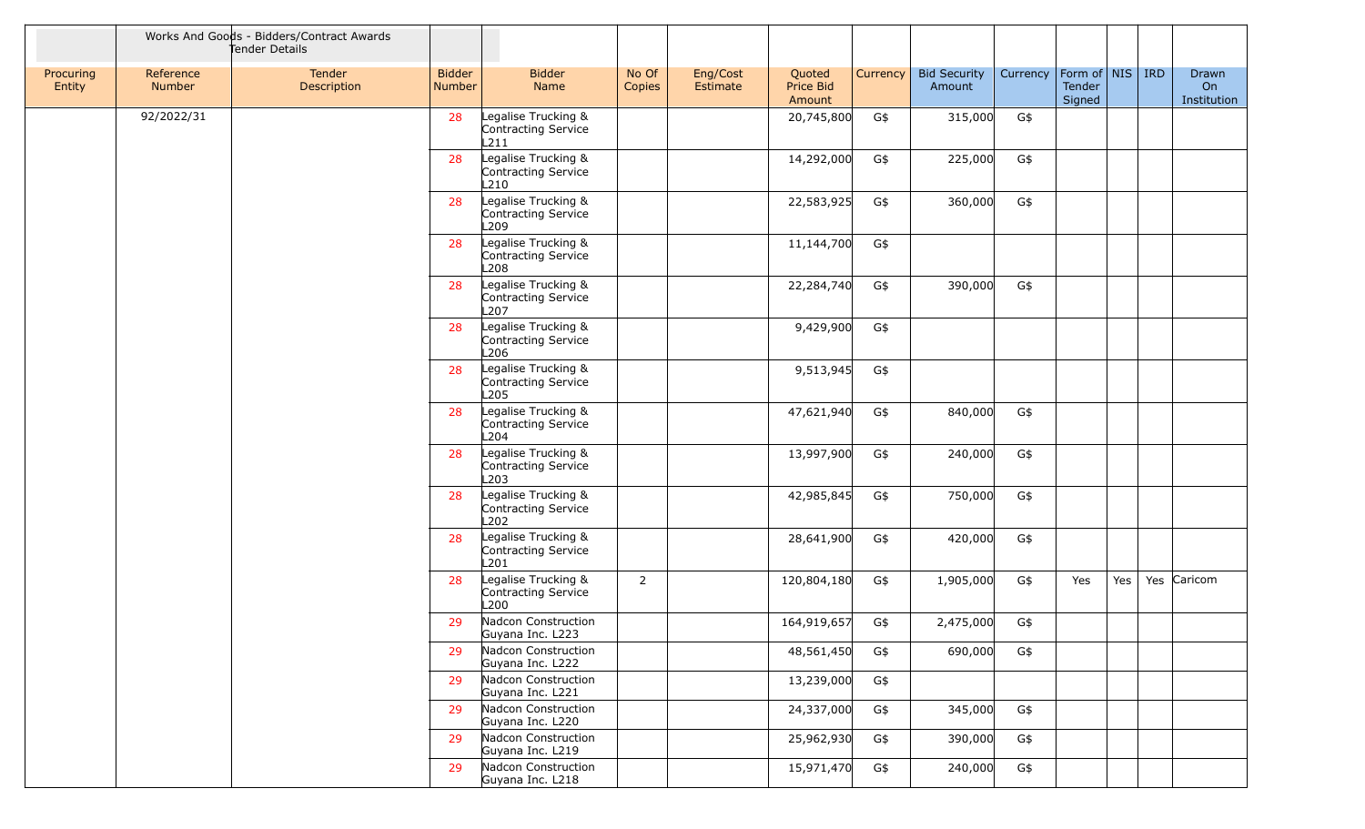| | Works And Goods - Bidders/Contract Awards Tender Details | | | | | | | | | | | | | | |
|---|---|---|---|---|---|---|---|---|---|---|---|---|---|---|---|
| Procuring Entity | Reference Number | Tender Description | Bidder Number | Bidder Name | No Of Copies | Eng/Cost Estimate | Quoted Price Bid Amount | Currency | Bid Security Amount | Currency | Form of Tender Signed | NIS | IRD | Drawn On Institution |
| | 92/2022/31 | | 28 | Legalise Trucking & Contracting Service L211 | | | 20,745,800 | G$ | 315,000 | G$ | | | | |
| | | | 28 | Legalise Trucking & Contracting Service L210 | | | 14,292,000 | G$ | 225,000 | G$ | | | | |
| | | | 28 | Legalise Trucking & Contracting Service L209 | | | 22,583,925 | G$ | 360,000 | G$ | | | | |
| | | | 28 | Legalise Trucking & Contracting Service L208 | | | 11,144,700 | G$ | | | | | | |
| | | | 28 | Legalise Trucking & Contracting Service L207 | | | 22,284,740 | G$ | 390,000 | G$ | | | | |
| | | | 28 | Legalise Trucking & Contracting Service L206 | | | 9,429,900 | G$ | | | | | | |
| | | | 28 | Legalise Trucking & Contracting Service L205 | | | 9,513,945 | G$ | | | | | | |
| | | | 28 | Legalise Trucking & Contracting Service L204 | | | 47,621,940 | G$ | 840,000 | G$ | | | | |
| | | | 28 | Legalise Trucking & Contracting Service L203 | | | 13,997,900 | G$ | 240,000 | G$ | | | | |
| | | | 28 | Legalise Trucking & Contracting Service L202 | | | 42,985,845 | G$ | 750,000 | G$ | | | | |
| | | | 28 | Legalise Trucking & Contracting Service L201 | | | 28,641,900 | G$ | 420,000 | G$ | | | | |
| | | | 28 | Legalise Trucking & Contracting Service L200 | 2 | | 120,804,180 | G$ | 1,905,000 | G$ | Yes | Yes | Yes | Caricom |
| | | | 29 | Nadcon Construction Guyana Inc. L223 | | | 164,919,657 | G$ | 2,475,000 | G$ | | | | |
| | | | 29 | Nadcon Construction Guyana Inc. L222 | | | 48,561,450 | G$ | 690,000 | G$ | | | | |
| | | | 29 | Nadcon Construction Guyana Inc. L221 | | | 13,239,000 | G$ | | | | | | |
| | | | 29 | Nadcon Construction Guyana Inc. L220 | | | 24,337,000 | G$ | 345,000 | G$ | | | | |
| | | | 29 | Nadcon Construction Guyana Inc. L219 | | | 25,962,930 | G$ | 390,000 | G$ | | | | |
| | | | 29 | Nadcon Construction Guyana Inc. L218 | | | 15,971,470 | G$ | 240,000 | G$ | | | | |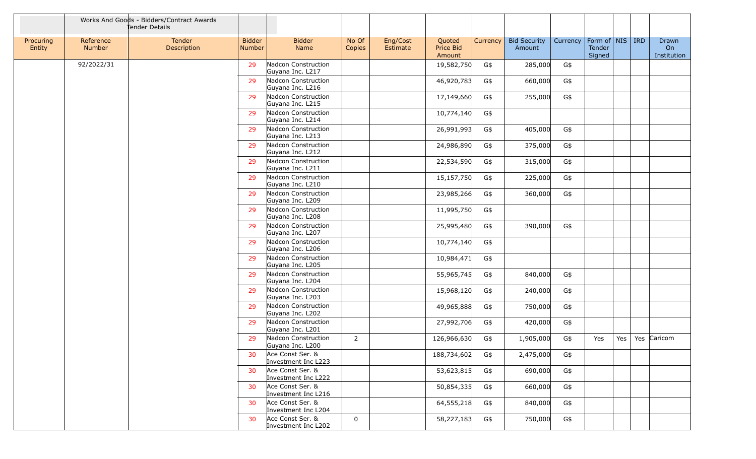Works And Goods - Bidders/Contract Awards
Tender Details

| Procuring Entity | Reference Number | Tender Description | Bidder Number | Bidder Name | No Of Copies | Eng/Cost Estimate | Quoted Price Bid Amount | Currency | Bid Security Amount | Currency | Form of Tender Signed | NIS | IRD | Drawn On Institution |
|---|---|---|---|---|---|---|---|---|---|---|---|---|---|---|
| | 92/2022/31 | | 29 | Nadcon Construction Guyana Inc. L217 | | | 19,582,750 | G$ | 285,000 | G$ | | | | |
| | | | 29 | Nadcon Construction Guyana Inc. L216 | | | 46,920,783 | G$ | 660,000 | G$ | | | | |
| | | | 29 | Nadcon Construction Guyana Inc. L215 | | | 17,149,660 | G$ | 255,000 | G$ | | | | |
| | | | 29 | Nadcon Construction Guyana Inc. L214 | | | 10,774,140 | G$ | | | | | | |
| | | | 29 | Nadcon Construction Guyana Inc. L213 | | | 26,991,993 | G$ | 405,000 | G$ | | | | |
| | | | 29 | Nadcon Construction Guyana Inc. L212 | | | 24,986,890 | G$ | 375,000 | G$ | | | | |
| | | | 29 | Nadcon Construction Guyana Inc. L211 | | | 22,534,590 | G$ | 315,000 | G$ | | | | |
| | | | 29 | Nadcon Construction Guyana Inc. L210 | | | 15,157,750 | G$ | 225,000 | G$ | | | | |
| | | | 29 | Nadcon Construction Guyana Inc. L209 | | | 23,985,266 | G$ | 360,000 | G$ | | | | |
| | | | 29 | Nadcon Construction Guyana Inc. L208 | | | 11,995,750 | G$ | | | | | | |
| | | | 29 | Nadcon Construction Guyana Inc. L207 | | | 25,995,480 | G$ | 390,000 | G$ | | | | |
| | | | 29 | Nadcon Construction Guyana Inc. L206 | | | 10,774,140 | G$ | | | | | | |
| | | | 29 | Nadcon Construction Guyana Inc. L205 | | | 10,984,471 | G$ | | | | | | |
| | | | 29 | Nadcon Construction Guyana Inc. L204 | | | 55,965,745 | G$ | 840,000 | G$ | | | | |
| | | | 29 | Nadcon Construction Guyana Inc. L203 | | | 15,968,120 | G$ | 240,000 | G$ | | | | |
| | | | 29 | Nadcon Construction Guyana Inc. L202 | | | 49,965,888 | G$ | 750,000 | G$ | | | | |
| | | | 29 | Nadcon Construction Guyana Inc. L201 | | | 27,992,706 | G$ | 420,000 | G$ | | | | |
| | | | 29 | Nadcon Construction Guyana Inc. L200 | 2 | | 126,966,630 | G$ | 1,905,000 | G$ | Yes | Yes | Yes | Caricom |
| | | | 30 | Ace Const Ser. & Investment Inc L223 | | | 188,734,602 | G$ | 2,475,000 | G$ | | | | |
| | | | 30 | Ace Const Ser. & Investment Inc L222 | | | 53,623,815 | G$ | 690,000 | G$ | | | | |
| | | | 30 | Ace Const Ser. & Investment Inc L216 | | | 50,854,335 | G$ | 660,000 | G$ | | | | |
| | | | 30 | Ace Const Ser. & Investment Inc L204 | | | 64,555,218 | G$ | 840,000 | G$ | | | | |
| | | | 30 | Ace Const Ser. & Investment Inc L202 | 0 | | 58,227,183 | G$ | 750,000 | G$ | | | | |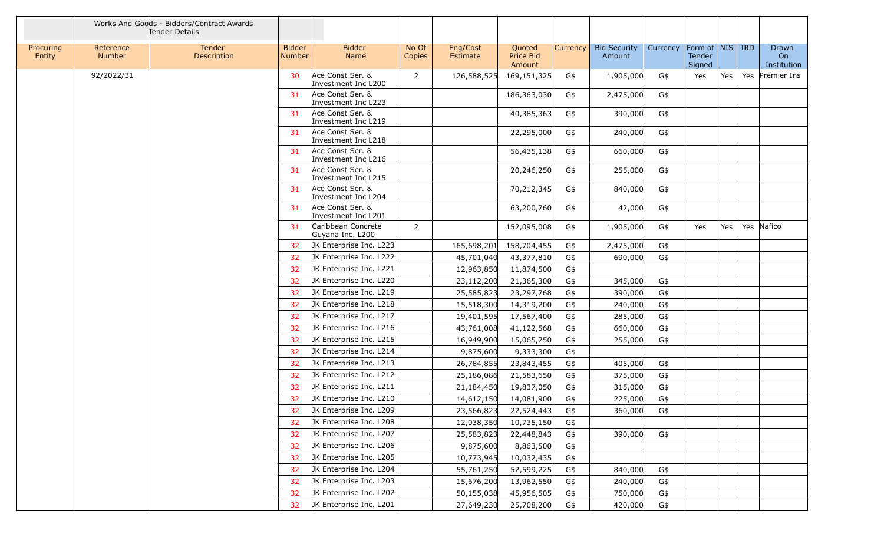| | Works And Goods - Bidders/Contract Awards Tender Details | | | | | | | | | | | | | |
|---|---|---|---|---|---|---|---|---|---|---|---|---|---|---|
| Procuring Entity | Reference Number | Tender Description | Bidder Number | Bidder Name | No Of Copies | Eng/Cost Estimate | Quoted Price Bid Amount | Currency | Bid Security Amount | Currency | Form of Tender Signed | NIS | IRD | Drawn On Institution |
| | 92/2022/31 | | 30 | Ace Const Ser. & Investment Inc L200 | 2 | 126,588,525 | 169,151,325 | G$ | 1,905,000 | G$ | Yes | Yes | Yes | Premier Ins |
| | | | 31 | Ace Const Ser. & Investment Inc L223 | | | 186,363,030 | G$ | 2,475,000 | G$ | | | | |
| | | | 31 | Ace Const Ser. & Investment Inc L219 | | | 40,385,363 | G$ | 390,000 | G$ | | | | |
| | | | 31 | Ace Const Ser. & Investment Inc L218 | | | 22,295,000 | G$ | 240,000 | G$ | | | | |
| | | | 31 | Ace Const Ser. & Investment Inc L216 | | | 56,435,138 | G$ | 660,000 | G$ | | | | |
| | | | 31 | Ace Const Ser. & Investment Inc L215 | | | 20,246,250 | G$ | 255,000 | G$ | | | | |
| | | | 31 | Ace Const Ser. & Investment Inc L204 | | | 70,212,345 | G$ | 840,000 | G$ | | | | |
| | | | 31 | Ace Const Ser. & Investment Inc L201 | | | 63,200,760 | G$ | 42,000 | G$ | | | | |
| | | | 31 | Caribbean Concrete Guyana Inc. L200 | 2 | | 152,095,008 | G$ | 1,905,000 | G$ | Yes | Yes | Yes | Nafico |
| | | | 32 | JK Enterprise Inc. L223 | | 165,698,201 | 158,704,455 | G$ | 2,475,000 | G$ | | | | |
| | | | 32 | JK Enterprise Inc. L222 | | 45,701,040 | 43,377,810 | G$ | 690,000 | G$ | | | | |
| | | | 32 | JK Enterprise Inc. L221 | | 12,963,850 | 11,874,500 | G$ | | | | | | |
| | | | 32 | JK Enterprise Inc. L220 | | 23,112,200 | 21,365,300 | G$ | 345,000 | G$ | | | | |
| | | | 32 | JK Enterprise Inc. L219 | | 25,585,823 | 23,297,768 | G$ | 390,000 | G$ | | | | |
| | | | 32 | JK Enterprise Inc. L218 | | 15,518,300 | 14,319,200 | G$ | 240,000 | G$ | | | | |
| | | | 32 | JK Enterprise Inc. L217 | | 19,401,595 | 17,567,400 | G$ | 285,000 | G$ | | | | |
| | | | 32 | JK Enterprise Inc. L216 | | 43,761,008 | 41,122,568 | G$ | 660,000 | G$ | | | | |
| | | | 32 | JK Enterprise Inc. L215 | | 16,949,900 | 15,065,750 | G$ | 255,000 | G$ | | | | |
| | | | 32 | JK Enterprise Inc. L214 | | 9,875,600 | 9,333,300 | G$ | | | | | | |
| | | | 32 | JK Enterprise Inc. L213 | | 26,784,855 | 23,843,455 | G$ | 405,000 | G$ | | | | |
| | | | 32 | JK Enterprise Inc. L212 | | 25,186,086 | 21,583,650 | G$ | 375,000 | G$ | | | | |
| | | | 32 | JK Enterprise Inc. L211 | | 21,184,450 | 19,837,050 | G$ | 315,000 | G$ | | | | |
| | | | 32 | JK Enterprise Inc. L210 | | 14,612,150 | 14,081,900 | G$ | 225,000 | G$ | | | | |
| | | | 32 | JK Enterprise Inc. L209 | | 23,566,823 | 22,524,443 | G$ | 360,000 | G$ | | | | |
| | | | 32 | JK Enterprise Inc. L208 | | 12,038,350 | 10,735,150 | G$ | | | | | | |
| | | | 32 | JK Enterprise Inc. L207 | | 25,583,823 | 22,448,843 | G$ | 390,000 | G$ | | | | |
| | | | 32 | JK Enterprise Inc. L206 | | 9,875,600 | 8,863,500 | G$ | | | | | | |
| | | | 32 | JK Enterprise Inc. L205 | | 10,773,945 | 10,032,435 | G$ | | | | | | |
| | | | 32 | JK Enterprise Inc. L204 | | 55,761,250 | 52,599,225 | G$ | 840,000 | G$ | | | | |
| | | | 32 | JK Enterprise Inc. L203 | | 15,676,200 | 13,962,550 | G$ | 240,000 | G$ | | | | |
| | | | 32 | JK Enterprise Inc. L202 | | 50,155,038 | 45,956,505 | G$ | 750,000 | G$ | | | | |
| | | | 32 | JK Enterprise Inc. L201 | | 27,649,230 | 25,708,200 | G$ | 420,000 | G$ | | | | |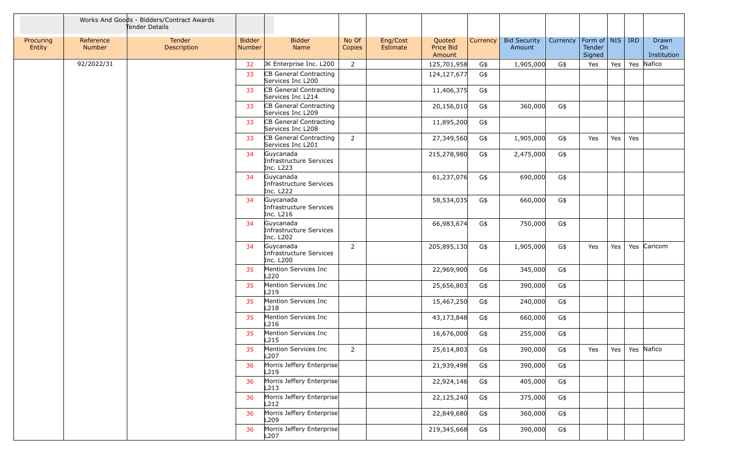| | Works And Goods - Bidders/Contract Awards Tender Details | | | | | | | | | | | | | | |
|---|---|---|---|---|---|---|---|---|---|---|---|---|---|---|---|
| Procuring Entity | Reference Number | Tender Description | Bidder Number | Bidder Name | No Of Copies | Eng/Cost Estimate | Quoted Price Bid Amount | Currency | Bid Security Amount | Currency | Form of Tender Signed | NIS | IRD | Drawn On Institution |
| | 92/2022/31 | | 32 | JK Enterprise Inc. L200 | 2 | | 125,701,958 | G$ | 1,905,000 | G$ | Yes | Yes | Yes | Nafico |
| | | | 33 | CB General Contracting Services Inc L200 | | | 124,127,677 | G$ | | | | | | |
| | | | 33 | CB General Contracting Services Inc L214 | | | 11,406,375 | G$ | | | | | | |
| | | | 33 | CB General Contracting Services Inc L209 | | | 20,156,010 | G$ | 360,000 | G$ | | | | |
| | | | 33 | CB General Contracting Services Inc L208 | | | 11,895,200 | G$ | | | | | | |
| | | | 33 | CB General Contracting Services Inc L201 | 2 | | 27,349,560 | G$ | 1,905,000 | G$ | Yes | Yes | Yes | |
| | | | 34 | Guycanada Infrastructure Services Inc. L223 | | | 215,278,980 | G$ | 2,475,000 | G$ | | | | |
| | | | 34 | Guycanada Infrastructure Services Inc. L222 | | | 61,237,076 | G$ | 690,000 | G$ | | | | |
| | | | 34 | Guycanada Infrastructure Services Inc. L216 | | | 58,534,035 | G$ | 660,000 | G$ | | | | |
| | | | 34 | Guycanada Infrastructure Services Inc. L202 | | | 66,983,674 | G$ | 750,000 | G$ | | | | |
| | | | 34 | Guycanada Infrastructure Services Inc. L200 | 2 | | 205,895,130 | G$ | 1,905,000 | G$ | Yes | Yes | Yes | Caricom |
| | | | 35 | Mention Services Inc L220 | | | 22,969,900 | G$ | 345,000 | G$ | | | | |
| | | | 35 | Mention Services Inc L219 | | | 25,656,803 | G$ | 390,000 | G$ | | | | |
| | | | 35 | Mention Services Inc L218 | | | 15,467,250 | G$ | 240,000 | G$ | | | | |
| | | | 35 | Mention Services Inc L216 | | | 43,173,848 | G$ | 660,000 | G$ | | | | |
| | | | 35 | Mention Services Inc L215 | | | 16,676,000 | G$ | 255,000 | G$ | | | | |
| | | | 35 | Mention Services Inc L207 | 2 | | 25,614,803 | G$ | 390,000 | G$ | Yes | Yes | Yes | Nafico |
| | | | 36 | Morris Jeffery Enterprise L219 | | | 21,939,498 | G$ | 390,000 | G$ | | | | |
| | | | 36 | Morris Jeffery Enterprise L213 | | | 22,924,146 | G$ | 405,000 | G$ | | | | |
| | | | 36 | Morris Jeffery Enterprise L212 | | | 22,125,240 | G$ | 375,000 | G$ | | | | |
| | | | 36 | Morris Jeffery Enterprise L209 | | | 22,849,680 | G$ | 360,000 | G$ | | | | |
| | | | 36 | Morris Jeffery Enterprise L207 | | | 219,345,668 | G$ | 390,000 | G$ | | | | |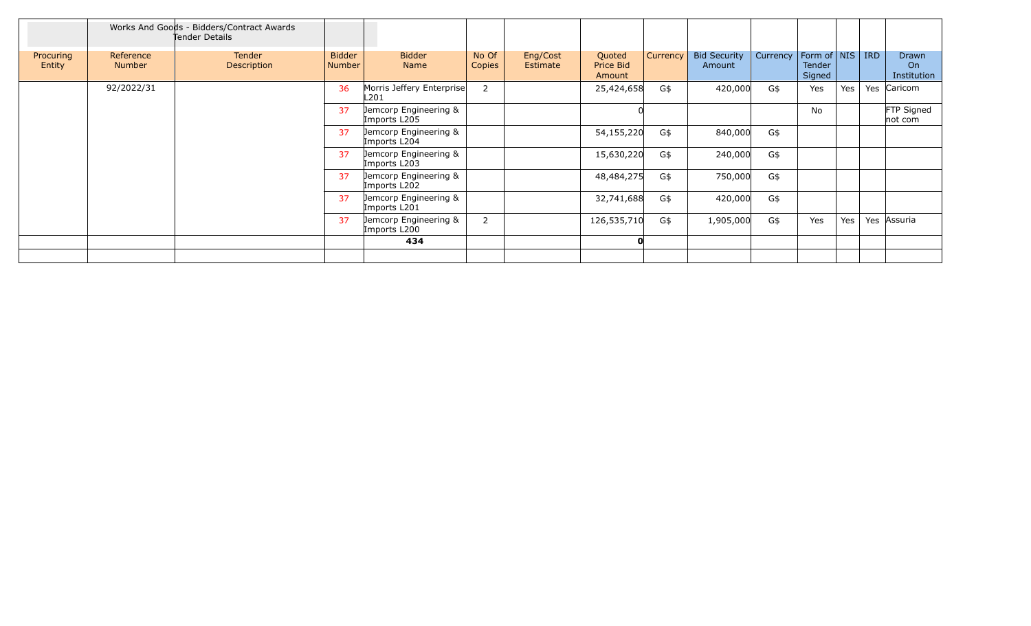| | | Works And Goods - Bidders/Contract Awards Tender Details | | | | | | | | | | | | |
|---|---|---|---|---|---|---|---|---|---|---|---|---|---|---|
| Procuring Entity | Reference Number | Tender Description | Bidder Number | Bidder Name | No Of Copies | Eng/Cost Estimate | Quoted Price Bid Amount | Currency | Bid Security Amount | Currency | Form of Tender Signed | NIS | IRD | Drawn On Institution |
| | 92/2022/31 | | 36 | Morris Jeffery Enterprise L201 | 2 | | 25,424,658 | G$ | 420,000 | G$ | Yes | Yes | Yes | Caricom |
| | | | 37 | Jemcorp Engineering & Imports L205 | | | 0 | | | | No | | | FTP Signed not com |
| | | | 37 | Jemcorp Engineering & Imports L204 | | | 54,155,220 | G$ | 840,000 | G$ | | | | |
| | | | 37 | Jemcorp Engineering & Imports L203 | | | 15,630,220 | G$ | 240,000 | G$ | | | | |
| | | | 37 | Jemcorp Engineering & Imports L202 | | | 48,484,275 | G$ | 750,000 | G$ | | | | |
| | | | 37 | Jemcorp Engineering & Imports L201 | | | 32,741,688 | G$ | 420,000 | G$ | | | | |
| | | | 37 | Jemcorp Engineering & Imports L200 | 2 | | 126,535,710 | G$ | 1,905,000 | G$ | Yes | Yes | Yes | Assuria |
| | | | | **434** | | | **0** | | | | | | | |
| | | | | | | | | | | | | | | |